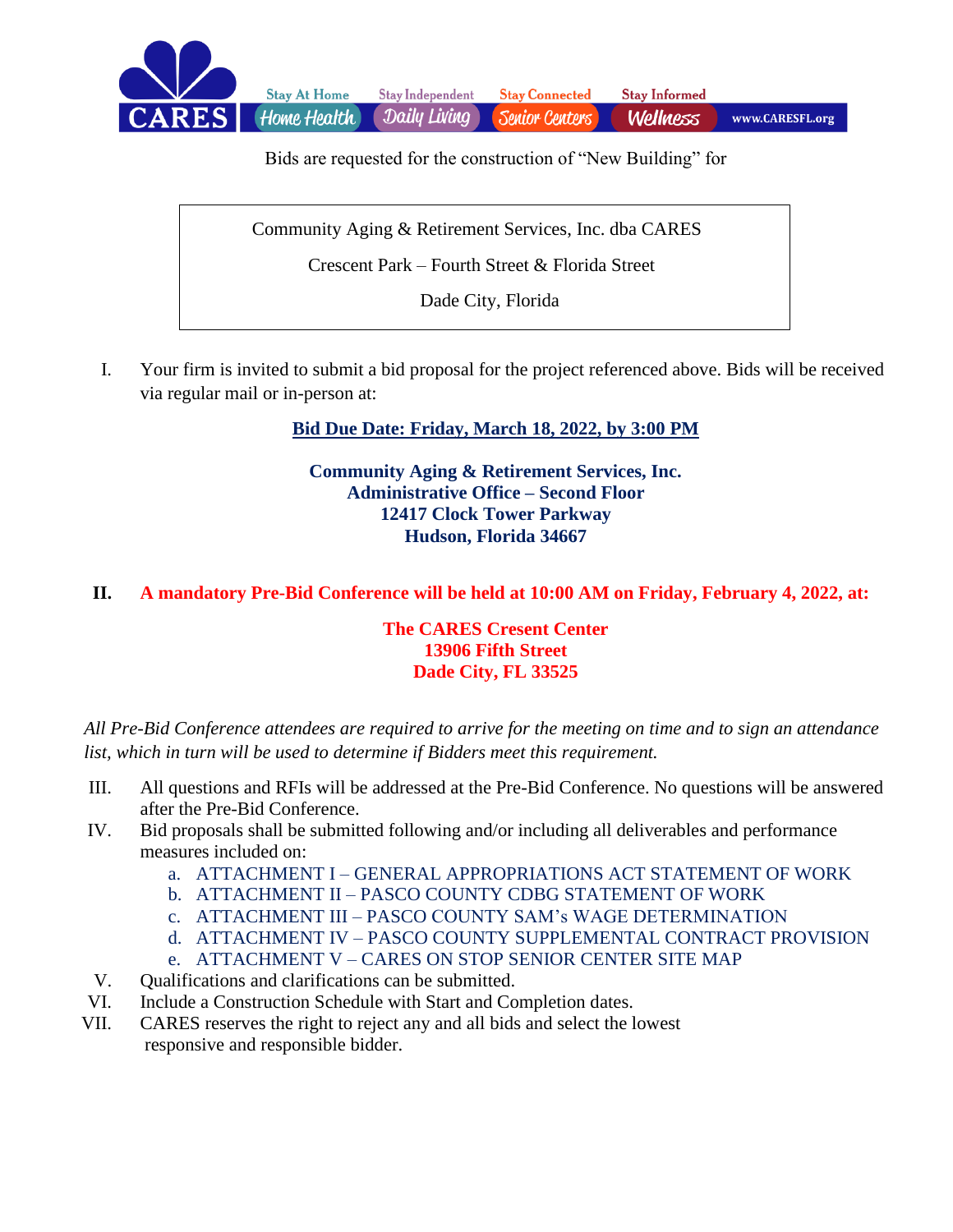CARES — Stay At Home: Home Health | Stay Independent: Daily Living | Stay Connected: Senior Centers | Stay Informed: Wellness | www.CARESFL.org

Bids are requested for the construction of "New Building" for

> Community Aging & Retirement Services, Inc. dba CARES
>
> Crescent Park – Fourth Street & Florida Street
>
> Dade City, Florida

I. Your firm is invited to submit a bid proposal for the project referenced above. Bids will be received via regular mail or in-person at:

**Bid Due Date: Friday, March 18, 2022, by 3:00 PM**

**Community Aging & Retirement Services, Inc.**
**Administrative Office – Second Floor**
**12417 Clock Tower Parkway**
**Hudson, Florida 34667**

**II. A mandatory Pre-Bid Conference will be held at 10:00 AM on Friday, February 4, 2022, at:**

**The CARES Cresent Center**
**13906 Fifth Street**
**Dade City, FL 33525**

*All Pre-Bid Conference attendees are required to arrive for the meeting on time and to sign an attendance list, which in turn will be used to determine if Bidders meet this requirement.*

III. All questions and RFIs will be addressed at the Pre-Bid Conference. No questions will be answered after the Pre-Bid Conference.

IV. Bid proposals shall be submitted following and/or including all deliverables and performance measures included on:

   a. ATTACHMENT I – GENERAL APPROPRIATIONS ACT STATEMENT OF WORK
   b. ATTACHMENT II – PASCO COUNTY CDBG STATEMENT OF WORK
   c. ATTACHMENT III – PASCO COUNTY SAM's WAGE DETERMINATION
   d. ATTACHMENT IV – PASCO COUNTY SUPPLEMENTAL CONTRACT PROVISION
   e. ATTACHMENT V – CARES ON STOP SENIOR CENTER SITE MAP

V. Qualifications and clarifications can be submitted.

VI. Include a Construction Schedule with Start and Completion dates.

VII. CARES reserves the right to reject any and all bids and select the lowest responsive and responsible bidder.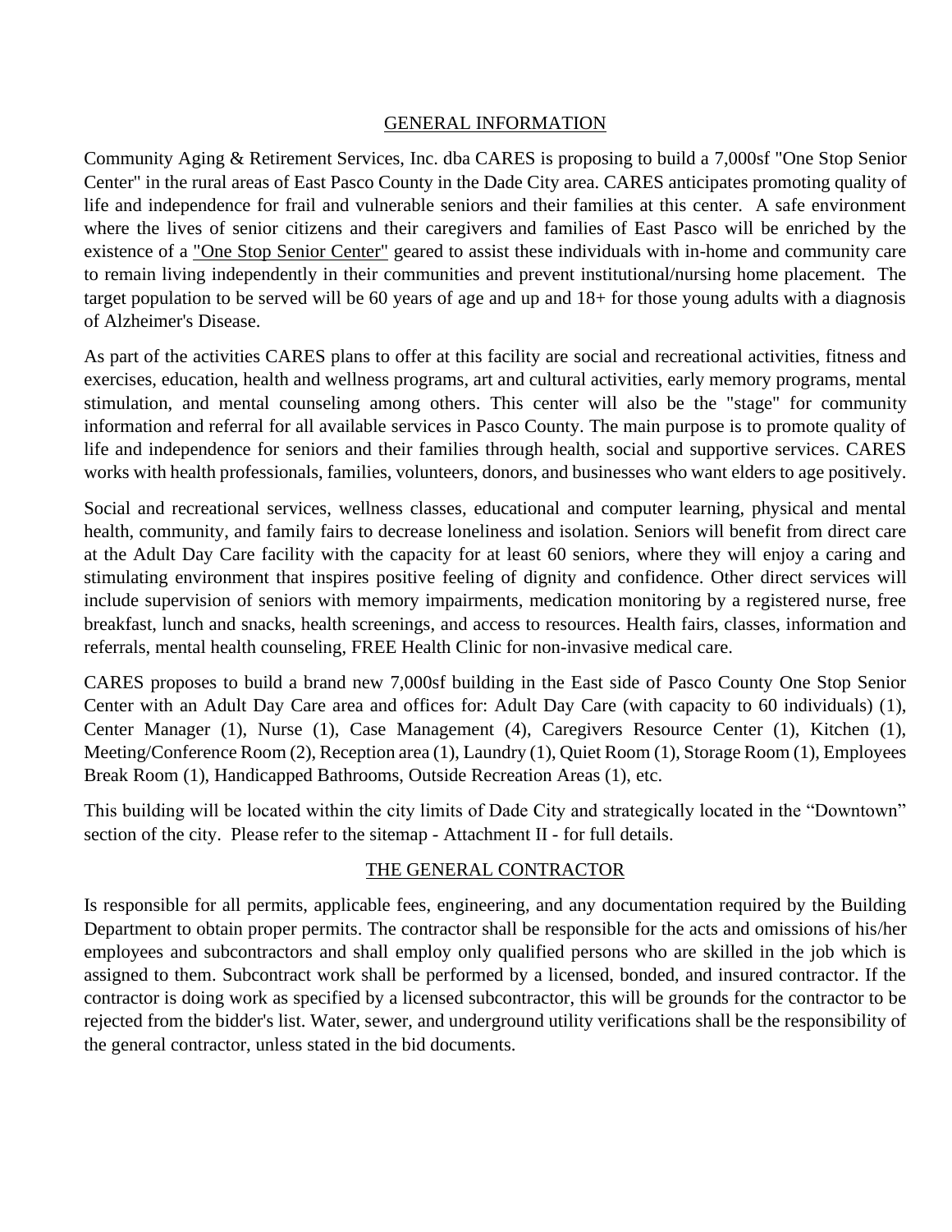## GENERAL INFORMATION

Community Aging & Retirement Services, Inc. dba CARES is proposing to build a 7,000sf "One Stop Senior Center" in the rural areas of East Pasco County in the Dade City area. CARES anticipates promoting quality of life and independence for frail and vulnerable seniors and their families at this center. A safe environment where the lives of senior citizens and their caregivers and families of East Pasco will be enriched by the existence of a "One Stop Senior Center" geared to assist these individuals with in-home and community care to remain living independently in their communities and prevent institutional/nursing home placement. The target population to be served will be 60 years of age and up and 18+ for those young adults with a diagnosis of Alzheimer's Disease.

As part of the activities CARES plans to offer at this facility are social and recreational activities, fitness and exercises, education, health and wellness programs, art and cultural activities, early memory programs, mental stimulation, and mental counseling among others. This center will also be the "stage" for community information and referral for all available services in Pasco County. The main purpose is to promote quality of life and independence for seniors and their families through health, social and supportive services. CARES works with health professionals, families, volunteers, donors, and businesses who want elders to age positively.

Social and recreational services, wellness classes, educational and computer learning, physical and mental health, community, and family fairs to decrease loneliness and isolation. Seniors will benefit from direct care at the Adult Day Care facility with the capacity for at least 60 seniors, where they will enjoy a caring and stimulating environment that inspires positive feeling of dignity and confidence. Other direct services will include supervision of seniors with memory impairments, medication monitoring by a registered nurse, free breakfast, lunch and snacks, health screenings, and access to resources. Health fairs, classes, information and referrals, mental health counseling, FREE Health Clinic for non-invasive medical care.

CARES proposes to build a brand new 7,000sf building in the East side of Pasco County One Stop Senior Center with an Adult Day Care area and offices for: Adult Day Care (with capacity to 60 individuals) (1), Center Manager (1), Nurse (1), Case Management (4), Caregivers Resource Center (1), Kitchen (1), Meeting/Conference Room (2), Reception area (1), Laundry (1), Quiet Room (1), Storage Room (1), Employees Break Room (1), Handicapped Bathrooms, Outside Recreation Areas (1), etc.

This building will be located within the city limits of Dade City and strategically located in the "Downtown" section of the city. Please refer to the sitemap - Attachment II - for full details.

## THE GENERAL CONTRACTOR

Is responsible for all permits, applicable fees, engineering, and any documentation required by the Building Department to obtain proper permits. The contractor shall be responsible for the acts and omissions of his/her employees and subcontractors and shall employ only qualified persons who are skilled in the job which is assigned to them. Subcontract work shall be performed by a licensed, bonded, and insured contractor. If the contractor is doing work as specified by a licensed subcontractor, this will be grounds for the contractor to be rejected from the bidder's list. Water, sewer, and underground utility verifications shall be the responsibility of the general contractor, unless stated in the bid documents.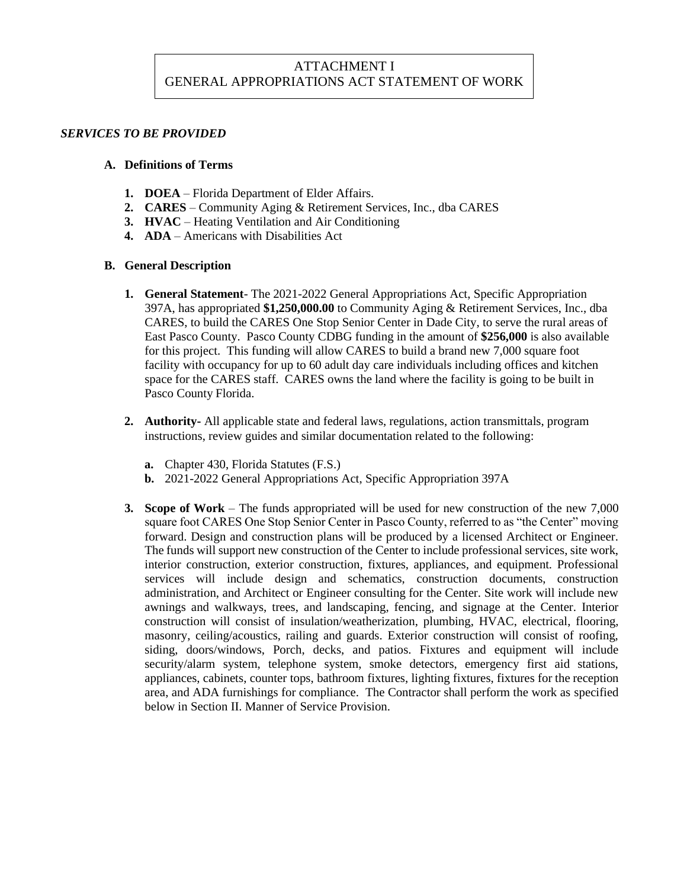# ATTACHMENT I
# GENERAL APPROPRIATIONS ACT STATEMENT OF WORK

***SERVICES TO BE PROVIDED***

**A. Definitions of Terms**

1. **DOEA** – Florida Department of Elder Affairs.
2. **CARES** – Community Aging & Retirement Services, Inc., dba CARES
3. **HVAC** – Heating Ventilation and Air Conditioning
4. **ADA** – Americans with Disabilities Act

**B. General Description**

1. **General Statement**- The 2021-2022 General Appropriations Act, Specific Appropriation 397A, has appropriated **$1,250,000.00** to Community Aging & Retirement Services, Inc., dba CARES, to build the CARES One Stop Senior Center in Dade City, to serve the rural areas of East Pasco County. Pasco County CDBG funding in the amount of **$256,000** is also available for this project. This funding will allow CARES to build a brand new 7,000 square foot facility with occupancy for up to 60 adult day care individuals including offices and kitchen space for the CARES staff. CARES owns the land where the facility is going to be built in Pasco County Florida.

2. **Authority**- All applicable state and federal laws, regulations, action transmittals, program instructions, review guides and similar documentation related to the following:

   a. Chapter 430, Florida Statutes (F.S.)
   b. 2021-2022 General Appropriations Act, Specific Appropriation 397A

3. **Scope of Work** – The funds appropriated will be used for new construction of the new 7,000 square foot CARES One Stop Senior Center in Pasco County, referred to as "the Center" moving forward. Design and construction plans will be produced by a licensed Architect or Engineer. The funds will support new construction of the Center to include professional services, site work, interior construction, exterior construction, fixtures, appliances, and equipment. Professional services will include design and schematics, construction documents, construction administration, and Architect or Engineer consulting for the Center. Site work will include new awnings and walkways, trees, and landscaping, fencing, and signage at the Center. Interior construction will consist of insulation/weatherization, plumbing, HVAC, electrical, flooring, masonry, ceiling/acoustics, railing and guards. Exterior construction will consist of roofing, siding, doors/windows, Porch, decks, and patios. Fixtures and equipment will include security/alarm system, telephone system, smoke detectors, emergency first aid stations, appliances, cabinets, counter tops, bathroom fixtures, lighting fixtures, fixtures for the reception area, and ADA furnishings for compliance. The Contractor shall perform the work as specified below in Section II. Manner of Service Provision.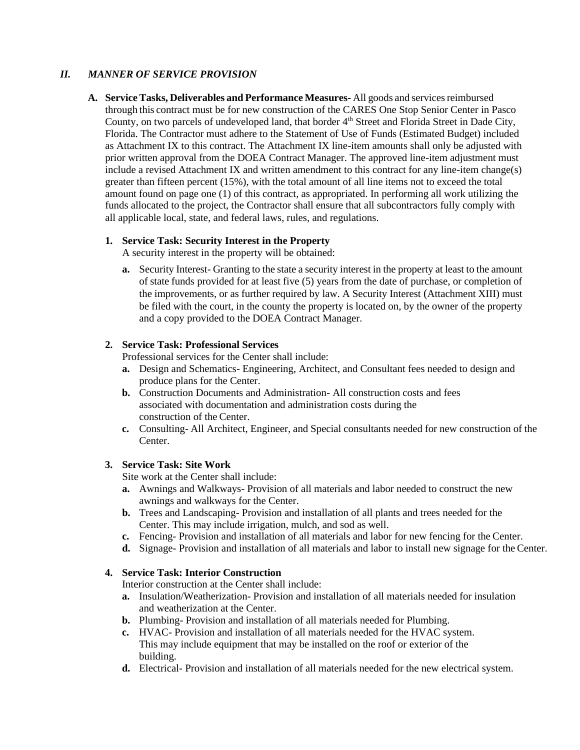## *II. MANNER OF SERVICE PROVISION*

**A. Service Tasks, Deliverables and Performance Measures-** All goods and services reimbursed through this contract must be for new construction of the CARES One Stop Senior Center in Pasco County, on two parcels of undeveloped land, that border 4th Street and Florida Street in Dade City, Florida. The Contractor must adhere to the Statement of Use of Funds (Estimated Budget) included as Attachment IX to this contract. The Attachment IX line-item amounts shall only be adjusted with prior written approval from the DOEA Contract Manager. The approved line-item adjustment must include a revised Attachment IX and written amendment to this contract for any line-item change(s) greater than fifteen percent (15%), with the total amount of all line items not to exceed the total amount found on page one (1) of this contract, as appropriated. In performing all work utilizing the funds allocated to the project, the Contractor shall ensure that all subcontractors fully comply with all applicable local, state, and federal laws, rules, and regulations.

1. **Service Task: Security Interest in the Property**
   A security interest in the property will be obtained:
   - **a.** Security Interest- Granting to the state a security interest in the property at least to the amount of state funds provided for at least five (5) years from the date of purchase, or completion of the improvements, or as further required by law. A Security Interest (Attachment XIII) must be filed with the court, in the county the property is located on, by the owner of the property and a copy provided to the DOEA Contract Manager.

2. **Service Task: Professional Services**
   Professional services for the Center shall include:
   - **a.** Design and Schematics- Engineering, Architect, and Consultant fees needed to design and produce plans for the Center.
   - **b.** Construction Documents and Administration- All construction costs and fees associated with documentation and administration costs during the construction of the Center.
   - **c.** Consulting- All Architect, Engineer, and Special consultants needed for new construction of the Center.

3. **Service Task: Site Work**
   Site work at the Center shall include:
   - **a.** Awnings and Walkways- Provision of all materials and labor needed to construct the new awnings and walkways for the Center.
   - **b.** Trees and Landscaping- Provision and installation of all plants and trees needed for the Center. This may include irrigation, mulch, and sod as well.
   - **c.** Fencing- Provision and installation of all materials and labor for new fencing for the Center.
   - **d.** Signage- Provision and installation of all materials and labor to install new signage for the Center.

4. **Service Task: Interior Construction**
   Interior construction at the Center shall include:
   - **a.** Insulation/Weatherization- Provision and installation of all materials needed for insulation and weatherization at the Center.
   - **b.** Plumbing- Provision and installation of all materials needed for Plumbing.
   - **c.** HVAC- Provision and installation of all materials needed for the HVAC system. This may include equipment that may be installed on the roof or exterior of the building.
   - **d.** Electrical- Provision and installation of all materials needed for the new electrical system.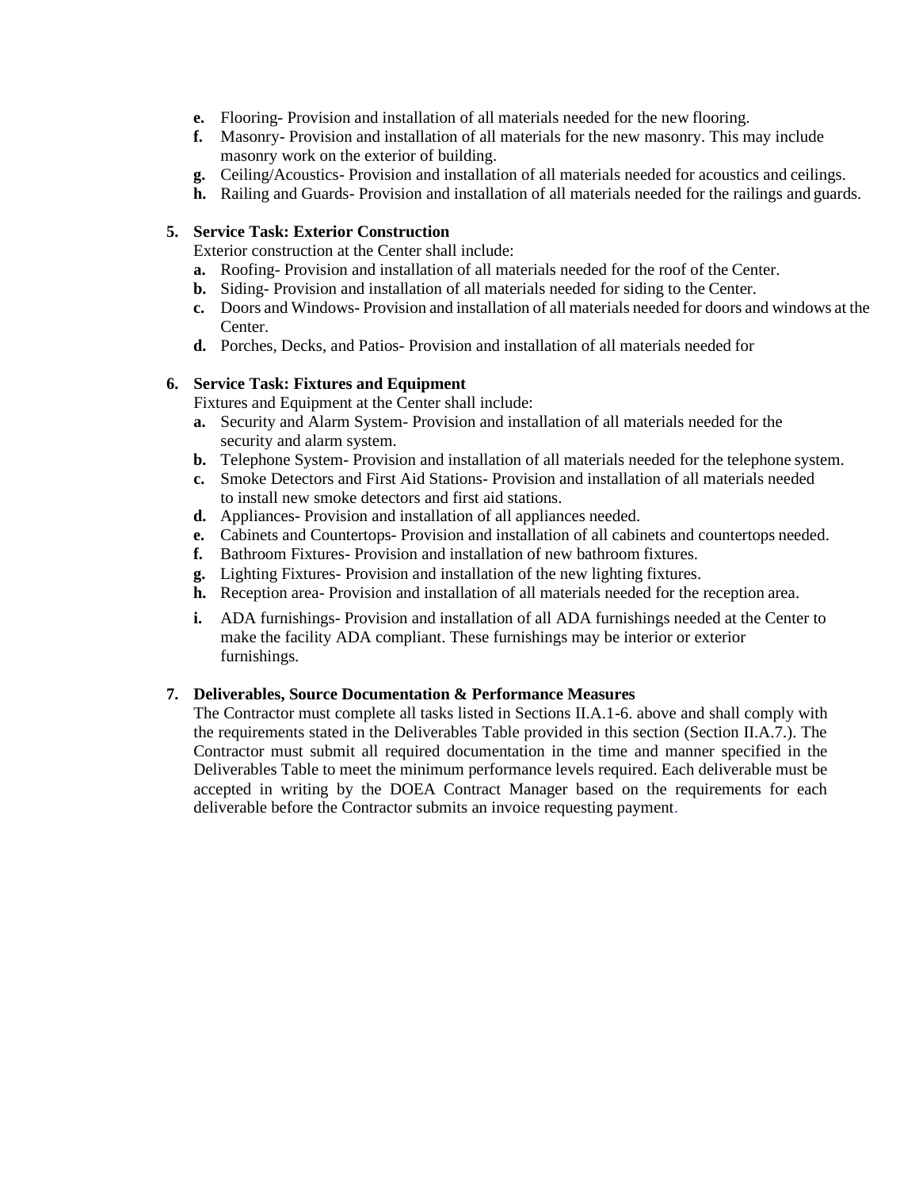- **e.** Flooring- Provision and installation of all materials needed for the new flooring.
- **f.** Masonry- Provision and installation of all materials for the new masonry. This may include masonry work on the exterior of building.
- **g.** Ceiling/Acoustics- Provision and installation of all materials needed for acoustics and ceilings.
- **h.** Railing and Guards- Provision and installation of all materials needed for the railings and guards.

**5. Service Task: Exterior Construction**

Exterior construction at the Center shall include:

- **a.** Roofing- Provision and installation of all materials needed for the roof of the Center.
- **b.** Siding- Provision and installation of all materials needed for siding to the Center.
- **c.** Doors and Windows- Provision and installation of all materials needed for doors and windows at the Center.
- **d.** Porches, Decks, and Patios- Provision and installation of all materials needed for

**6. Service Task: Fixtures and Equipment**

Fixtures and Equipment at the Center shall include:

- **a.** Security and Alarm System- Provision and installation of all materials needed for the security and alarm system.
- **b.** Telephone System- Provision and installation of all materials needed for the telephone system.
- **c.** Smoke Detectors and First Aid Stations- Provision and installation of all materials needed to install new smoke detectors and first aid stations.
- **d.** Appliances- Provision and installation of all appliances needed.
- **e.** Cabinets and Countertops- Provision and installation of all cabinets and countertops needed.
- **f.** Bathroom Fixtures- Provision and installation of new bathroom fixtures.
- **g.** Lighting Fixtures- Provision and installation of the new lighting fixtures.
- **h.** Reception area- Provision and installation of all materials needed for the reception area.
- **i.** ADA furnishings- Provision and installation of all ADA furnishings needed at the Center to make the facility ADA compliant. These furnishings may be interior or exterior furnishings.

**7. Deliverables, Source Documentation & Performance Measures**

The Contractor must complete all tasks listed in Sections II.A.1-6. above and shall comply with the requirements stated in the Deliverables Table provided in this section (Section II.A.7.). The Contractor must submit all required documentation in the time and manner specified in the Deliverables Table to meet the minimum performance levels required. Each deliverable must be accepted in writing by the DOEA Contract Manager based on the requirements for each deliverable before the Contractor submits an invoice requesting payment.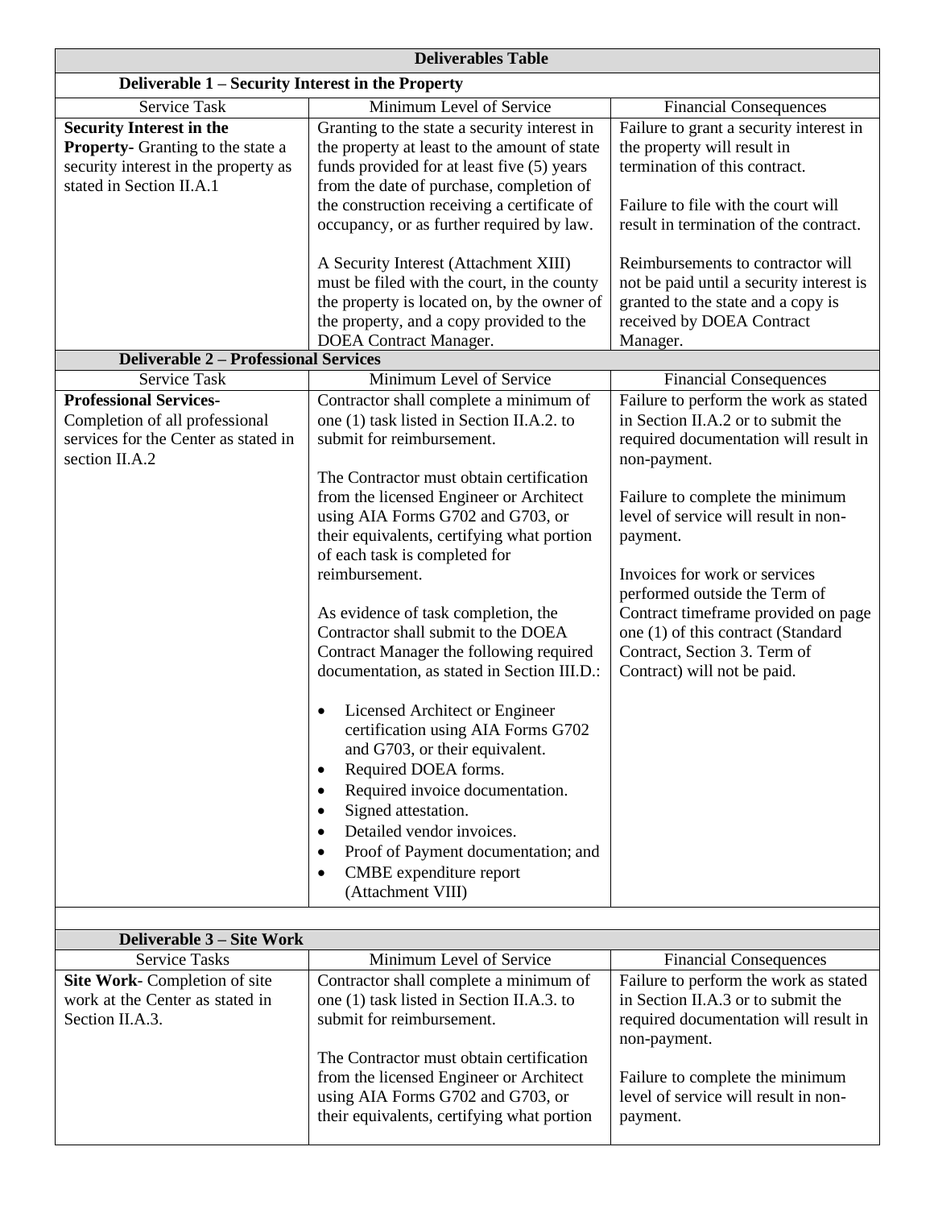| Deliverables Table | | |
|---|---|---|
| **Deliverable 1 – Security Interest in the Property** | | |
| Service Task | Minimum Level of Service | Financial Consequences |
| **Security Interest in the Property-** Granting to the state a security interest in the property as stated in Section II.A.1 | Granting to the state a security interest in the property at least to the amount of state funds provided for at least five (5) years from the date of purchase, completion of the construction receiving a certificate of occupancy, or as further required by law.<br><br>A Security Interest (Attachment XIII) must be filed with the court, in the county the property is located on, by the owner of the property, and a copy provided to the DOEA Contract Manager. | Failure to grant a security interest in the property will result in termination of this contract.<br><br>Failure to file with the court will result in termination of the contract.<br><br>Reimbursements to contractor will not be paid until a security interest is granted to the state and a copy is received by DOEA Contract Manager. |
| **Deliverable 2 – Professional Services** | | |
| Service Task | Minimum Level of Service | Financial Consequences |
| **Professional Services-** Completion of all professional services for the Center as stated in section II.A.2 | Contractor shall complete a minimum of one (1) task listed in Section II.A.2. to submit for reimbursement.<br><br>The Contractor must obtain certification from the licensed Engineer or Architect using AIA Forms G702 and G703, or their equivalents, certifying what portion of each task is completed for reimbursement.<br><br>As evidence of task completion, the Contractor shall submit to the DOEA Contract Manager the following required documentation, as stated in Section III.D.:<br><br>• Licensed Architect or Engineer certification using AIA Forms G702 and G703, or their equivalent.<br>• Required DOEA forms.<br>• Required invoice documentation.<br>• Signed attestation.<br>• Detailed vendor invoices.<br>• Proof of Payment documentation; and<br>• CMBE expenditure report (Attachment VIII) | Failure to perform the work as stated in Section II.A.2 or to submit the required documentation will result in non-payment.<br><br>Failure to complete the minimum level of service will result in non-payment.<br><br>Invoices for work or services performed outside the Term of Contract timeframe provided on page one (1) of this contract (Standard Contract, Section 3. Term of Contract) will not be paid. |
| | | |
| **Deliverable 3 – Site Work** | | |
| Service Tasks | Minimum Level of Service | Financial Consequences |
| **Site Work-** Completion of site work at the Center as stated in Section II.A.3. | Contractor shall complete a minimum of one (1) task listed in Section II.A.3. to submit for reimbursement.<br><br>The Contractor must obtain certification from the licensed Engineer or Architect using AIA Forms G702 and G703, or their equivalents, certifying what portion | Failure to perform the work as stated in Section II.A.3 or to submit the required documentation will result in non-payment.<br><br>Failure to complete the minimum level of service will result in non-payment. |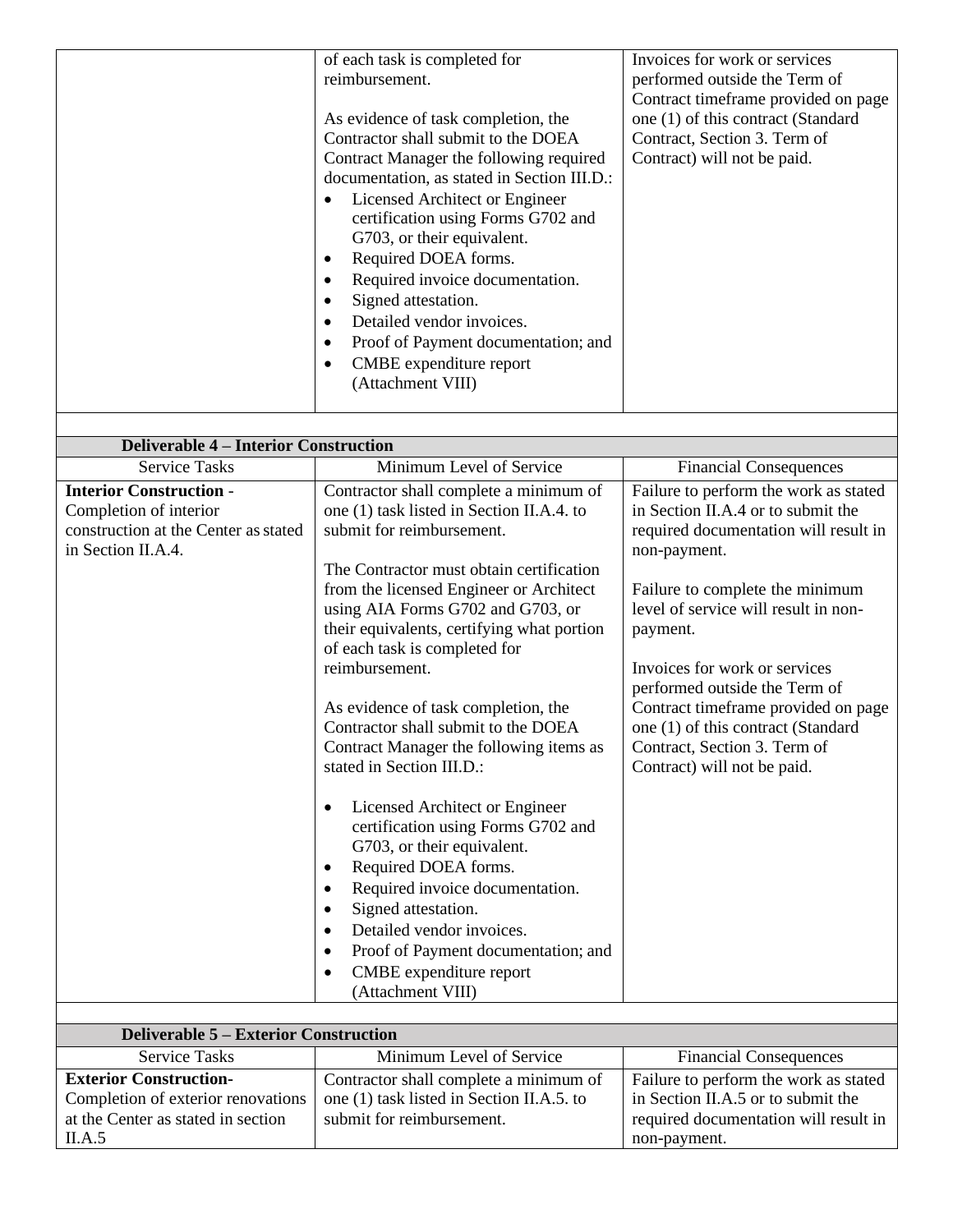| | | |
|---|---|---|
| | of each task is completed for reimbursement.<br><br>As evidence of task completion, the Contractor shall submit to the DOEA Contract Manager the following required documentation, as stated in Section III.D.:<br>• Licensed Architect or Engineer certification using Forms G702 and G703, or their equivalent.<br>• Required DOEA forms.<br>• Required invoice documentation.<br>• Signed attestation.<br>• Detailed vendor invoices.<br>• Proof of Payment documentation; and<br>• CMBE expenditure report (Attachment VIII) | Invoices for work or services performed outside the Term of Contract timeframe provided on page one (1) of this contract (Standard Contract, Section 3. Term of Contract) will not be paid. |

| **Deliverable 4 – Interior Construction** | | |
|---|---|---|
| Service Tasks | Minimum Level of Service | Financial Consequences |
| **Interior Construction** - Completion of interior construction at the Center as stated in Section II.A.4. | Contractor shall complete a minimum of one (1) task listed in Section II.A.4. to submit for reimbursement.<br><br>The Contractor must obtain certification from the licensed Engineer or Architect using AIA Forms G702 and G703, or their equivalents, certifying what portion of each task is completed for reimbursement.<br><br>As evidence of task completion, the Contractor shall submit to the DOEA Contract Manager the following items as stated in Section III.D.:<br><br>• Licensed Architect or Engineer certification using Forms G702 and G703, or their equivalent.<br>• Required DOEA forms.<br>• Required invoice documentation.<br>• Signed attestation.<br>• Detailed vendor invoices.<br>• Proof of Payment documentation; and<br>• CMBE expenditure report (Attachment VIII) | Failure to perform the work as stated in Section II.A.4 or to submit the required documentation will result in non-payment.<br><br>Failure to complete the minimum level of service will result in non-payment.<br><br>Invoices for work or services performed outside the Term of Contract timeframe provided on page one (1) of this contract (Standard Contract, Section 3. Term of Contract) will not be paid. |

| **Deliverable 5 – Exterior Construction** | | |
|---|---|---|
| Service Tasks | Minimum Level of Service | Financial Consequences |
| **Exterior Construction**- Completion of exterior renovations at the Center as stated in section II.A.5 | Contractor shall complete a minimum of one (1) task listed in Section II.A.5. to submit for reimbursement. | Failure to perform the work as stated in Section II.A.5 or to submit the required documentation will result in non-payment. |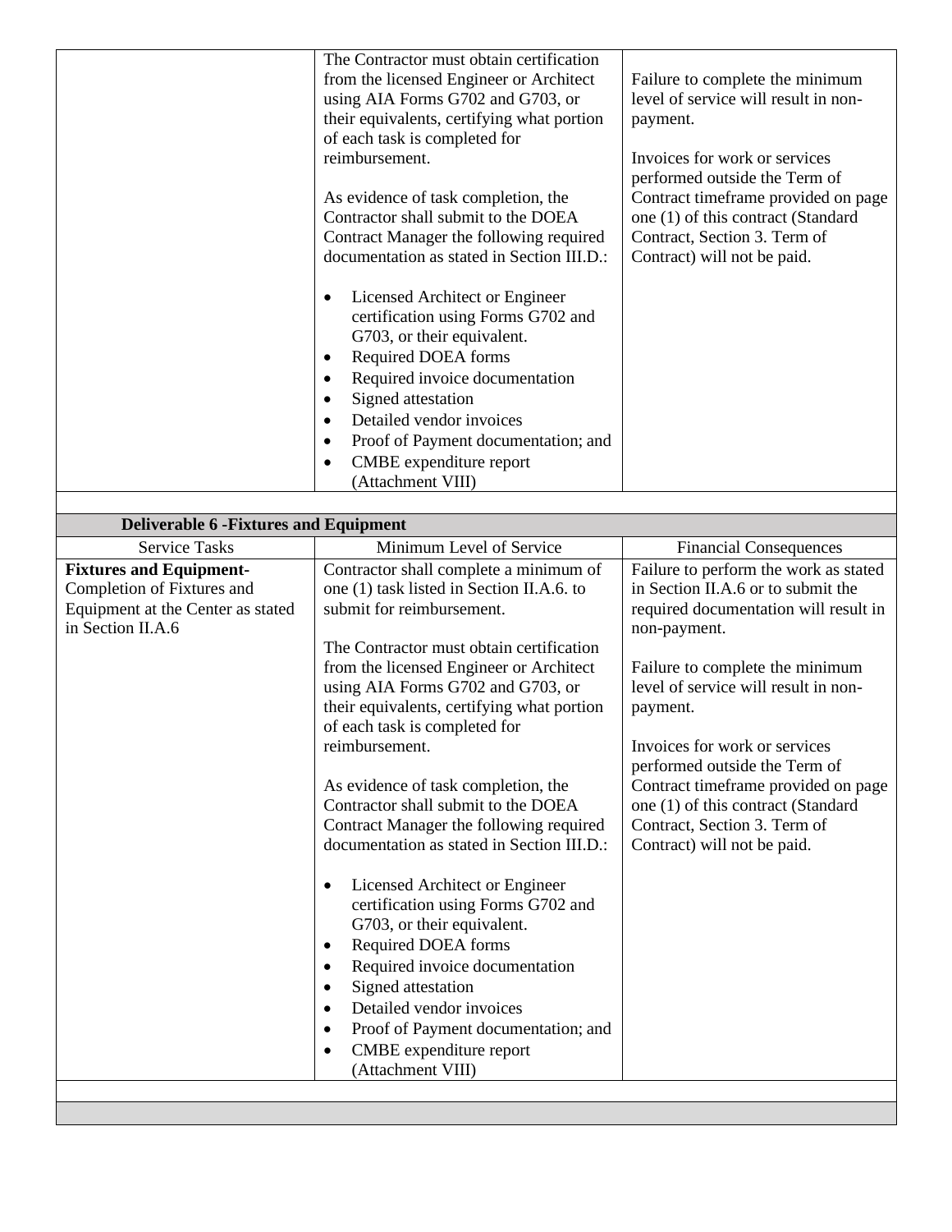| | | |
|---|---|---|
| | The Contractor must obtain certification from the licensed Engineer or Architect using AIA Forms G702 and G703, or their equivalents, certifying what portion of each task is completed for reimbursement.<br><br>As evidence of task completion, the Contractor shall submit to the DOEA Contract Manager the following required documentation as stated in Section III.D.:<br><br>• Licensed Architect or Engineer certification using Forms G702 and G703, or their equivalent.<br>• Required DOEA forms<br>• Required invoice documentation<br>• Signed attestation<br>• Detailed vendor invoices<br>• Proof of Payment documentation; and<br>• CMBE expenditure report (Attachment VIII) | Failure to complete the minimum level of service will result in non-payment.<br><br>Invoices for work or services performed outside the Term of Contract timeframe provided on page one (1) of this contract (Standard Contract, Section 3. Term of Contract) will not be paid. |

| **Deliverable 6 -Fixtures and Equipment** | | |
|---|---|---|
| Service Tasks | Minimum Level of Service | Financial Consequences |
| **Fixtures and Equipment-** Completion of Fixtures and Equipment at the Center as stated in Section II.A.6 | Contractor shall complete a minimum of one (1) task listed in Section II.A.6. to submit for reimbursement.<br><br>The Contractor must obtain certification from the licensed Engineer or Architect using AIA Forms G702 and G703, or their equivalents, certifying what portion of each task is completed for reimbursement.<br><br>As evidence of task completion, the Contractor shall submit to the DOEA Contract Manager the following required documentation as stated in Section III.D.:<br><br>• Licensed Architect or Engineer certification using Forms G702 and G703, or their equivalent.<br>• Required DOEA forms<br>• Required invoice documentation<br>• Signed attestation<br>• Detailed vendor invoices<br>• Proof of Payment documentation; and<br>• CMBE expenditure report (Attachment VIII) | Failure to perform the work as stated in Section II.A.6 or to submit the required documentation will result in non-payment.<br><br>Failure to complete the minimum level of service will result in non-payment.<br><br>Invoices for work or services performed outside the Term of Contract timeframe provided on page one (1) of this contract (Standard Contract, Section 3. Term of Contract) will not be paid. |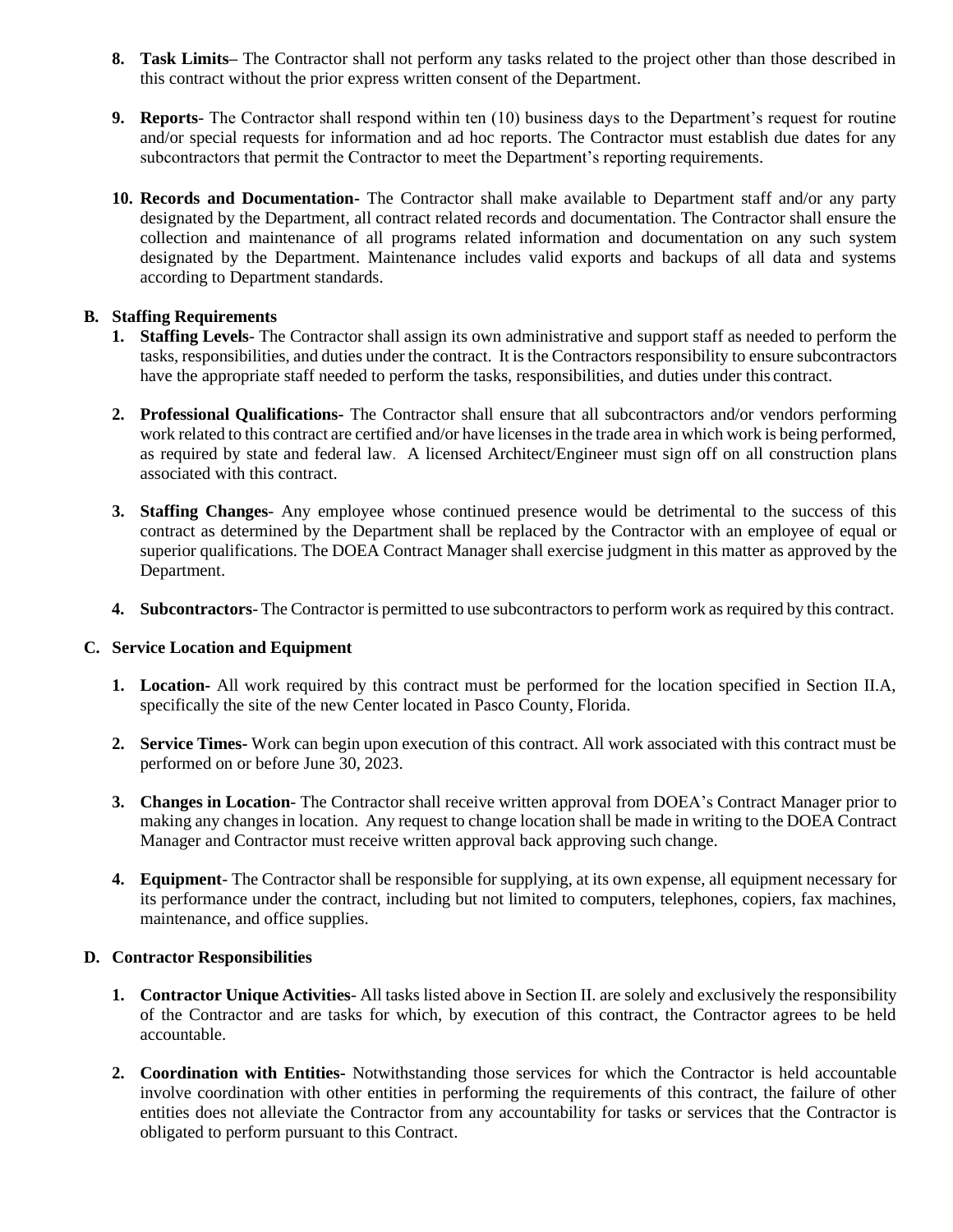8. **Task Limits–** The Contractor shall not perform any tasks related to the project other than those described in this contract without the prior express written consent of the Department.

9. **Reports**- The Contractor shall respond within ten (10) business days to the Department's request for routine and/or special requests for information and ad hoc reports. The Contractor must establish due dates for any subcontractors that permit the Contractor to meet the Department's reporting requirements.

10. **Records and Documentation**- The Contractor shall make available to Department staff and/or any party designated by the Department, all contract related records and documentation. The Contractor shall ensure the collection and maintenance of all programs related information and documentation on any such system designated by the Department. Maintenance includes valid exports and backups of all data and systems according to Department standards.

**B. Staffing Requirements**

1. **Staffing Levels**- The Contractor shall assign its own administrative and support staff as needed to perform the tasks, responsibilities, and duties under the contract. It is the Contractors responsibility to ensure subcontractors have the appropriate staff needed to perform the tasks, responsibilities, and duties under this contract.

2. **Professional Qualifications**- The Contractor shall ensure that all subcontractors and/or vendors performing work related to this contract are certified and/or have licenses in the trade area in which work is being performed, as required by state and federal law. A licensed Architect/Engineer must sign off on all construction plans associated with this contract.

3. **Staffing Changes**- Any employee whose continued presence would be detrimental to the success of this contract as determined by the Department shall be replaced by the Contractor with an employee of equal or superior qualifications. The DOEA Contract Manager shall exercise judgment in this matter as approved by the Department.

4. **Subcontractors**- The Contractor is permitted to use subcontractors to perform work as required by this contract.

**C. Service Location and Equipment**

1. **Location-** All work required by this contract must be performed for the location specified in Section II.A, specifically the site of the new Center located in Pasco County, Florida.

2. **Service Times-** Work can begin upon execution of this contract. All work associated with this contract must be performed on or before June 30, 2023.

3. **Changes in Location**- The Contractor shall receive written approval from DOEA's Contract Manager prior to making any changes in location. Any request to change location shall be made in writing to the DOEA Contract Manager and Contractor must receive written approval back approving such change.

4. **Equipment**- The Contractor shall be responsible for supplying, at its own expense, all equipment necessary for its performance under the contract, including but not limited to computers, telephones, copiers, fax machines, maintenance, and office supplies.

**D. Contractor Responsibilities**

1. **Contractor Unique Activities**- All tasks listed above in Section II. are solely and exclusively the responsibility of the Contractor and are tasks for which, by execution of this contract, the Contractor agrees to be held accountable.

2. **Coordination with Entities-** Notwithstanding those services for which the Contractor is held accountable involve coordination with other entities in performing the requirements of this contract, the failure of other entities does not alleviate the Contractor from any accountability for tasks or services that the Contractor is obligated to perform pursuant to this Contract.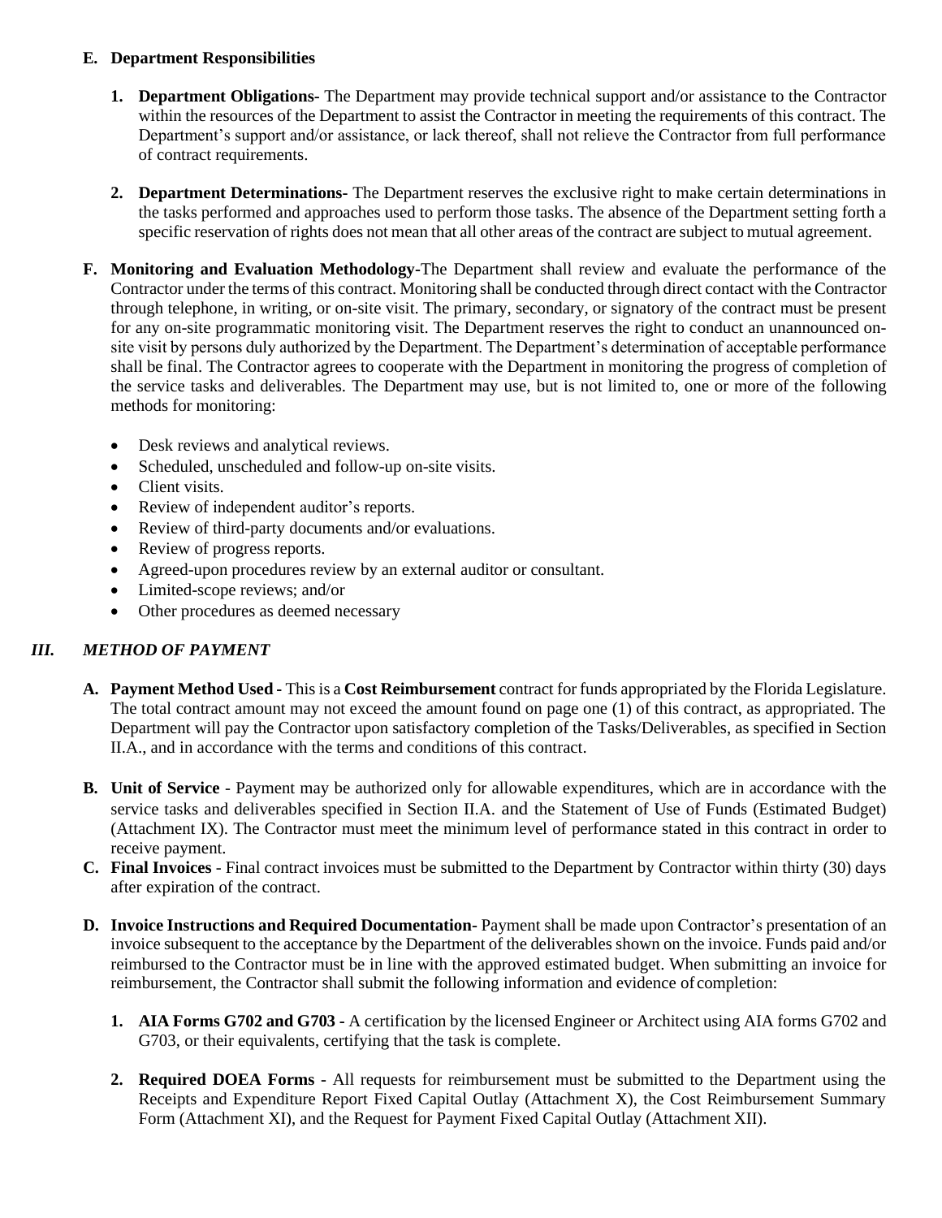**E. Department Responsibilities**

1. **Department Obligations-** The Department may provide technical support and/or assistance to the Contractor within the resources of the Department to assist the Contractor in meeting the requirements of this contract. The Department's support and/or assistance, or lack thereof, shall not relieve the Contractor from full performance of contract requirements.

2. **Department Determinations-** The Department reserves the exclusive right to make certain determinations in the tasks performed and approaches used to perform those tasks. The absence of the Department setting forth a specific reservation of rights does not mean that all other areas of the contract are subject to mutual agreement.

**F. Monitoring and Evaluation Methodology-**The Department shall review and evaluate the performance of the Contractor under the terms of this contract. Monitoring shall be conducted through direct contact with the Contractor through telephone, in writing, or on-site visit. The primary, secondary, or signatory of the contract must be present for any on-site programmatic monitoring visit. The Department reserves the right to conduct an unannounced on-site visit by persons duly authorized by the Department. The Department's determination of acceptable performance shall be final. The Contractor agrees to cooperate with the Department in monitoring the progress of completion of the service tasks and deliverables. The Department may use, but is not limited to, one or more of the following methods for monitoring:

- Desk reviews and analytical reviews.
- Scheduled, unscheduled and follow-up on-site visits.
- Client visits.
- Review of independent auditor's reports.
- Review of third-party documents and/or evaluations.
- Review of progress reports.
- Agreed-upon procedures review by an external auditor or consultant.
- Limited-scope reviews; and/or
- Other procedures as deemed necessary

## *III. METHOD OF PAYMENT*

**A. Payment Method Used -** This is a **Cost Reimbursement** contract for funds appropriated by the Florida Legislature. The total contract amount may not exceed the amount found on page one (1) of this contract, as appropriated. The Department will pay the Contractor upon satisfactory completion of the Tasks/Deliverables, as specified in Section II.A., and in accordance with the terms and conditions of this contract.

**B. Unit of Service** - Payment may be authorized only for allowable expenditures, which are in accordance with the service tasks and deliverables specified in Section II.A. and the Statement of Use of Funds (Estimated Budget) (Attachment IX). The Contractor must meet the minimum level of performance stated in this contract in order to receive payment.

**C. Final Invoices** - Final contract invoices must be submitted to the Department by Contractor within thirty (30) days after expiration of the contract.

**D. Invoice Instructions and Required Documentation-** Payment shall be made upon Contractor's presentation of an invoice subsequent to the acceptance by the Department of the deliverables shown on the invoice. Funds paid and/or reimbursed to the Contractor must be in line with the approved estimated budget. When submitting an invoice for reimbursement, the Contractor shall submit the following information and evidence of completion:

1. **AIA Forms G702 and G703 -** A certification by the licensed Engineer or Architect using AIA forms G702 and G703, or their equivalents, certifying that the task is complete.

2. **Required DOEA Forms -** All requests for reimbursement must be submitted to the Department using the Receipts and Expenditure Report Fixed Capital Outlay (Attachment X), the Cost Reimbursement Summary Form (Attachment XI), and the Request for Payment Fixed Capital Outlay (Attachment XII).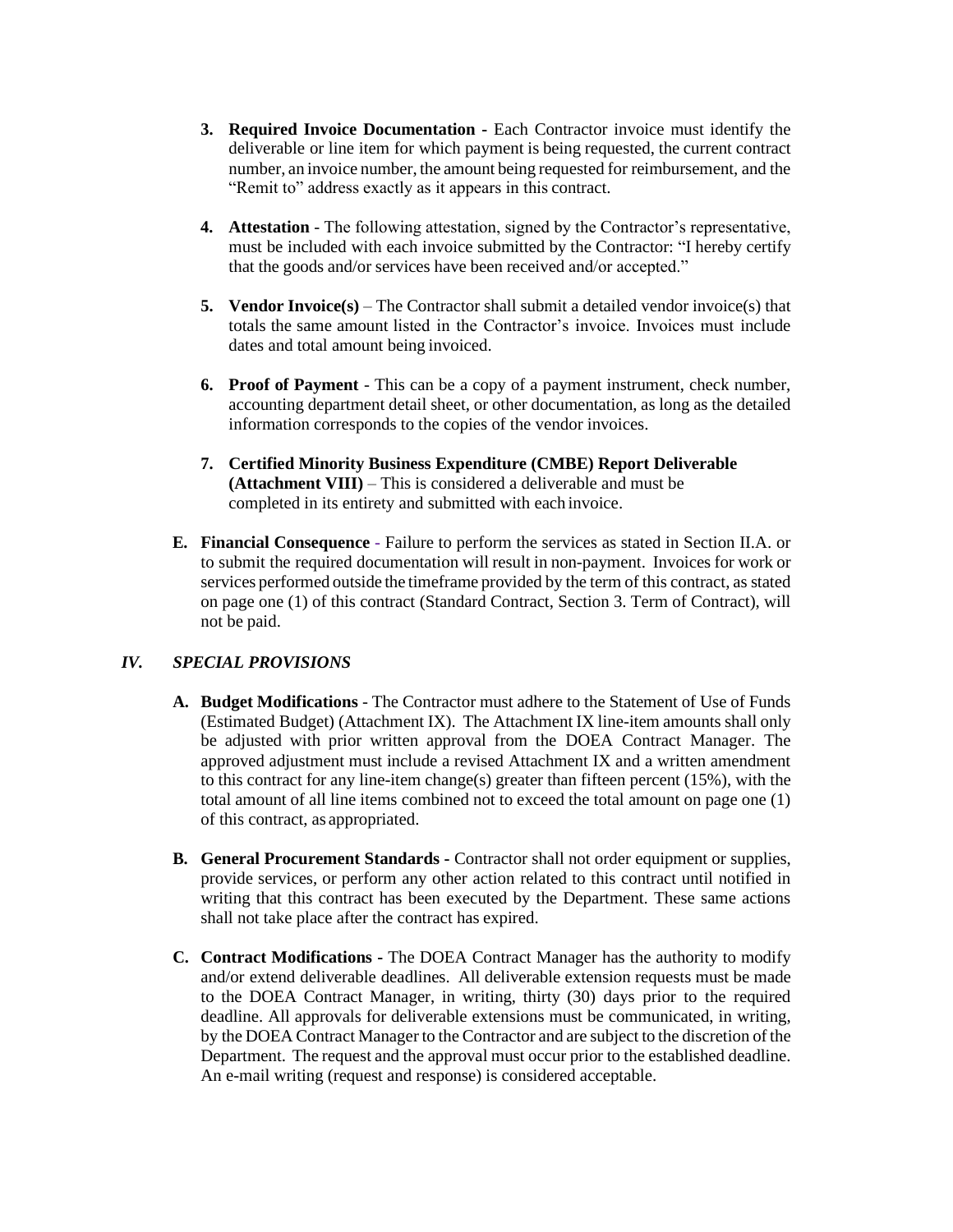3. **Required Invoice Documentation -** Each Contractor invoice must identify the deliverable or line item for which payment is being requested, the current contract number, an invoice number, the amount being requested for reimbursement, and the "Remit to" address exactly as it appears in this contract.

4. **Attestation** - The following attestation, signed by the Contractor's representative, must be included with each invoice submitted by the Contractor: "I hereby certify that the goods and/or services have been received and/or accepted."

5. **Vendor Invoice(s)** – The Contractor shall submit a detailed vendor invoice(s) that totals the same amount listed in the Contractor's invoice. Invoices must include dates and total amount being invoiced.

6. **Proof of Payment** - This can be a copy of a payment instrument, check number, accounting department detail sheet, or other documentation, as long as the detailed information corresponds to the copies of the vendor invoices.

7. **Certified Minority Business Expenditure (CMBE) Report Deliverable (Attachment VIII)** – This is considered a deliverable and must be completed in its entirety and submitted with each invoice.

**E. Financial Consequence** - Failure to perform the services as stated in Section II.A. or to submit the required documentation will result in non-payment. Invoices for work or services performed outside the timeframe provided by the term of this contract, as stated on page one (1) of this contract (Standard Contract, Section 3. Term of Contract), will not be paid.

## *IV. SPECIAL PROVISIONS*

**A. Budget Modifications** - The Contractor must adhere to the Statement of Use of Funds (Estimated Budget) (Attachment IX). The Attachment IX line-item amounts shall only be adjusted with prior written approval from the DOEA Contract Manager. The approved adjustment must include a revised Attachment IX and a written amendment to this contract for any line-item change(s) greater than fifteen percent (15%), with the total amount of all line items combined not to exceed the total amount on page one (1) of this contract, as appropriated.

**B. General Procurement Standards -** Contractor shall not order equipment or supplies, provide services, or perform any other action related to this contract until notified in writing that this contract has been executed by the Department. These same actions shall not take place after the contract has expired.

**C. Contract Modifications -** The DOEA Contract Manager has the authority to modify and/or extend deliverable deadlines. All deliverable extension requests must be made to the DOEA Contract Manager, in writing, thirty (30) days prior to the required deadline. All approvals for deliverable extensions must be communicated, in writing, by the DOEA Contract Manager to the Contractor and are subject to the discretion of the Department. The request and the approval must occur prior to the established deadline. An e-mail writing (request and response) is considered acceptable.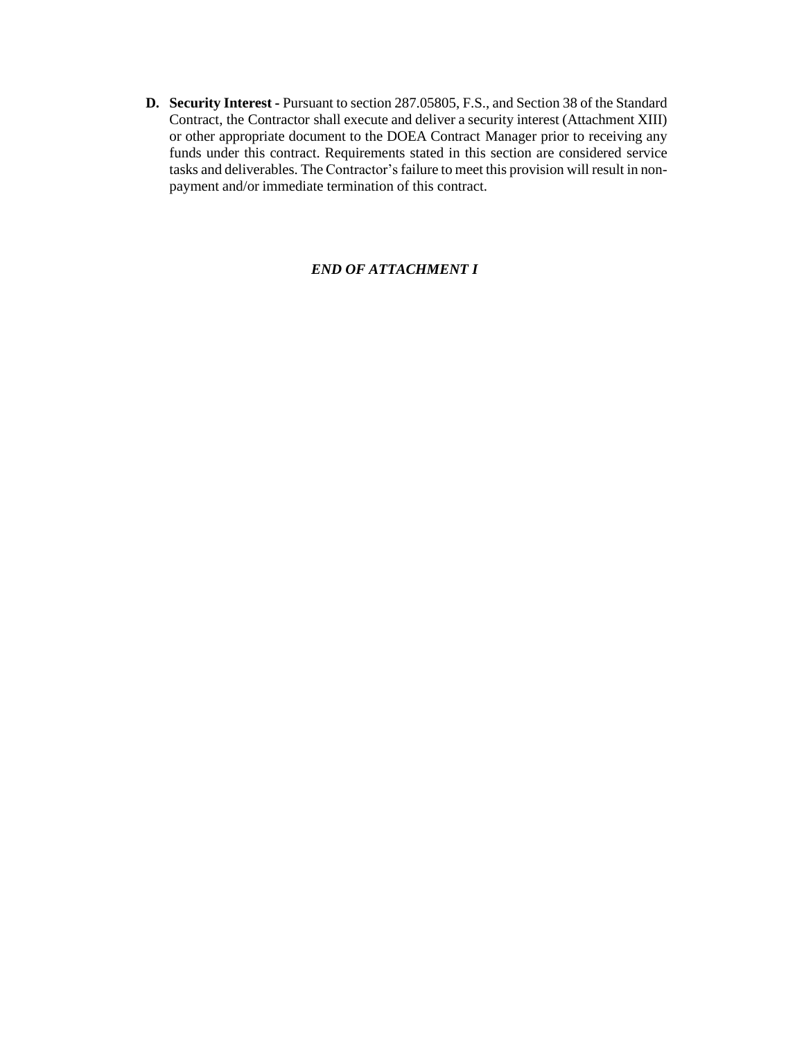D. **Security Interest -** Pursuant to section 287.05805, F.S., and Section 38 of the Standard Contract, the Contractor shall execute and deliver a security interest (Attachment XIII) or other appropriate document to the DOEA Contract Manager prior to receiving any funds under this contract. Requirements stated in this section are considered service tasks and deliverables. The Contractor's failure to meet this provision will result in non-payment and/or immediate termination of this contract.

***END OF ATTACHMENT I***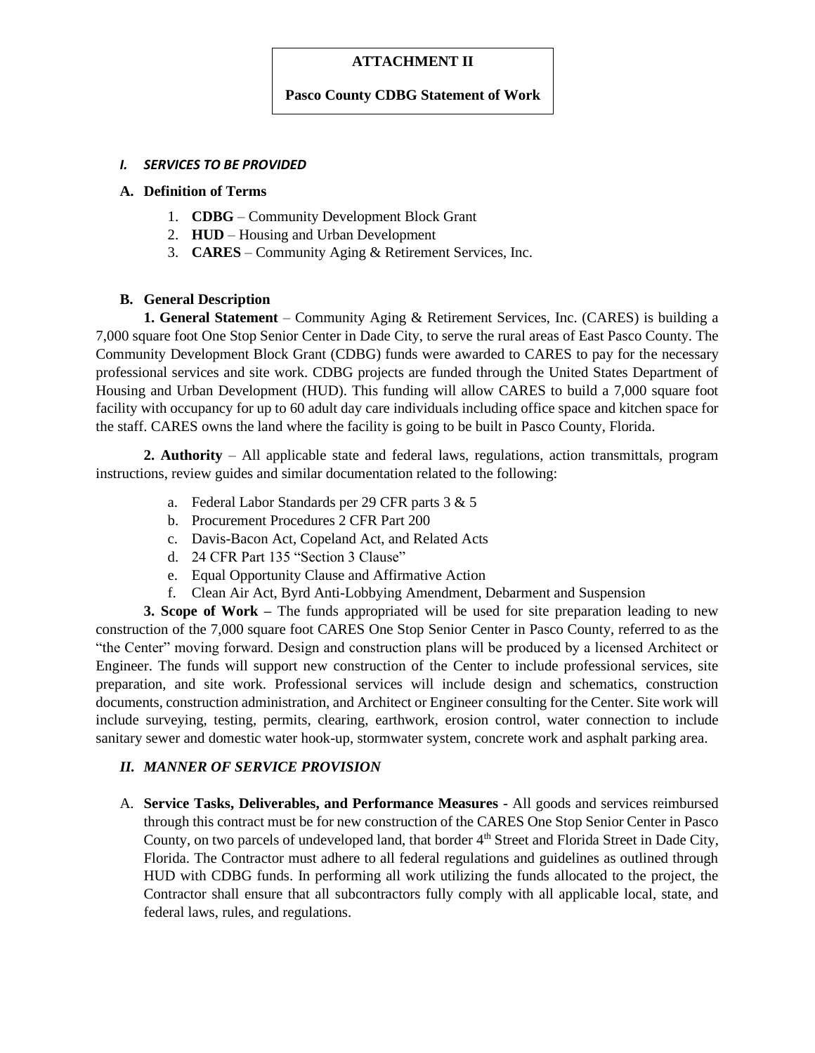**ATTACHMENT II**

**Pasco County CDBG Statement of Work**

## *I. SERVICES TO BE PROVIDED*

### A. Definition of Terms

1. **CDBG** – Community Development Block Grant
2. **HUD** – Housing and Urban Development
3. **CARES** – Community Aging & Retirement Services, Inc.

### B. General Description

**1. General Statement** – Community Aging & Retirement Services, Inc. (CARES) is building a 7,000 square foot One Stop Senior Center in Dade City, to serve the rural areas of East Pasco County. The Community Development Block Grant (CDBG) funds were awarded to CARES to pay for the necessary professional services and site work. CDBG projects are funded through the United States Department of Housing and Urban Development (HUD). This funding will allow CARES to build a 7,000 square foot facility with occupancy for up to 60 adult day care individuals including office space and kitchen space for the staff. CARES owns the land where the facility is going to be built in Pasco County, Florida.

**2. Authority** – All applicable state and federal laws, regulations, action transmittals, program instructions, review guides and similar documentation related to the following:

a. Federal Labor Standards per 29 CFR parts 3 & 5
b. Procurement Procedures 2 CFR Part 200
c. Davis-Bacon Act, Copeland Act, and Related Acts
d. 24 CFR Part 135 "Section 3 Clause"
e. Equal Opportunity Clause and Affirmative Action
f. Clean Air Act, Byrd Anti-Lobbying Amendment, Debarment and Suspension

**3. Scope of Work –** The funds appropriated will be used for site preparation leading to new construction of the 7,000 square foot CARES One Stop Senior Center in Pasco County, referred to as the "the Center" moving forward. Design and construction plans will be produced by a licensed Architect or Engineer. The funds will support new construction of the Center to include professional services, site preparation, and site work. Professional services will include design and schematics, construction documents, construction administration, and Architect or Engineer consulting for the Center. Site work will include surveying, testing, permits, clearing, earthwork, erosion control, water connection to include sanitary sewer and domestic water hook-up, stormwater system, concrete work and asphalt parking area.

## *II. MANNER OF SERVICE PROVISION*

A. **Service Tasks, Deliverables, and Performance Measures** - All goods and services reimbursed through this contract must be for new construction of the CARES One Stop Senior Center in Pasco County, on two parcels of undeveloped land, that border 4th Street and Florida Street in Dade City, Florida. The Contractor must adhere to all federal regulations and guidelines as outlined through HUD with CDBG funds. In performing all work utilizing the funds allocated to the project, the Contractor shall ensure that all subcontractors fully comply with all applicable local, state, and federal laws, rules, and regulations.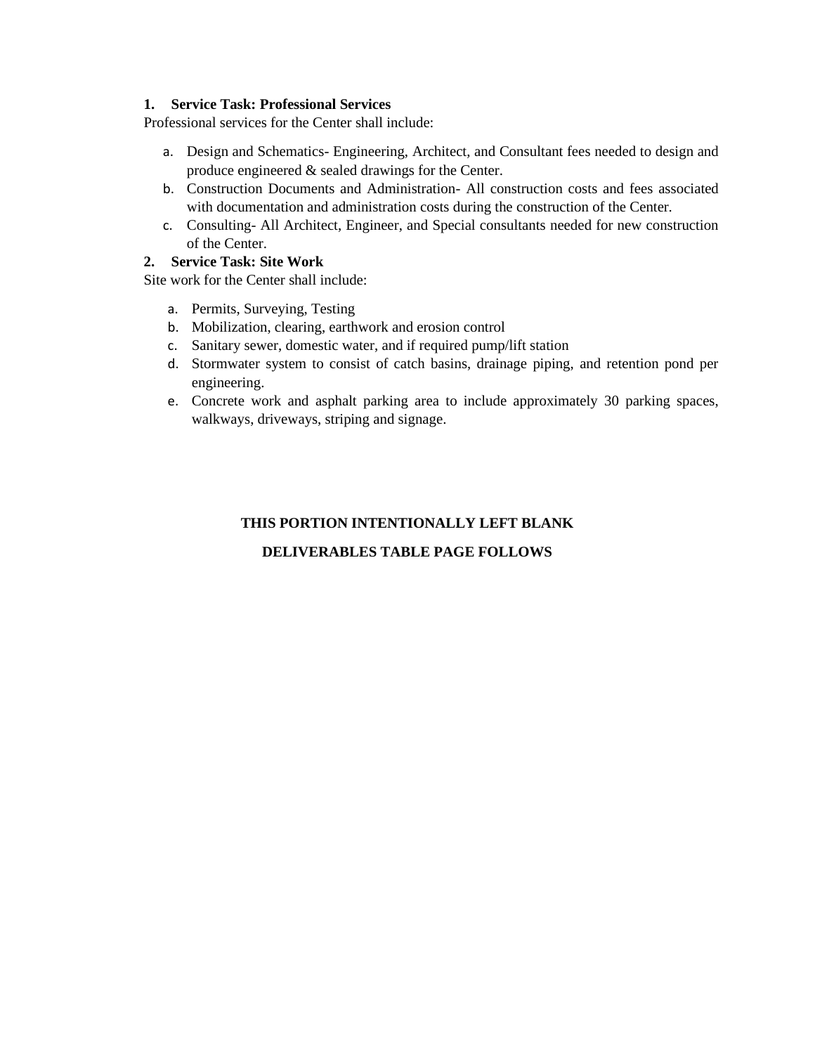**1. Service Task: Professional Services**

Professional services for the Center shall include:

a. Design and Schematics- Engineering, Architect, and Consultant fees needed to design and produce engineered & sealed drawings for the Center.
b. Construction Documents and Administration- All construction costs and fees associated with documentation and administration costs during the construction of the Center.
c. Consulting- All Architect, Engineer, and Special consultants needed for new construction of the Center.

**2. Service Task: Site Work**

Site work for the Center shall include:

a. Permits, Surveying, Testing
b. Mobilization, clearing, earthwork and erosion control
c. Sanitary sewer, domestic water, and if required pump/lift station
d. Stormwater system to consist of catch basins, drainage piping, and retention pond per engineering.
e. Concrete work and asphalt parking area to include approximately 30 parking spaces, walkways, driveways, striping and signage.

**THIS PORTION INTENTIONALLY LEFT BLANK**

**DELIVERABLES TABLE PAGE FOLLOWS**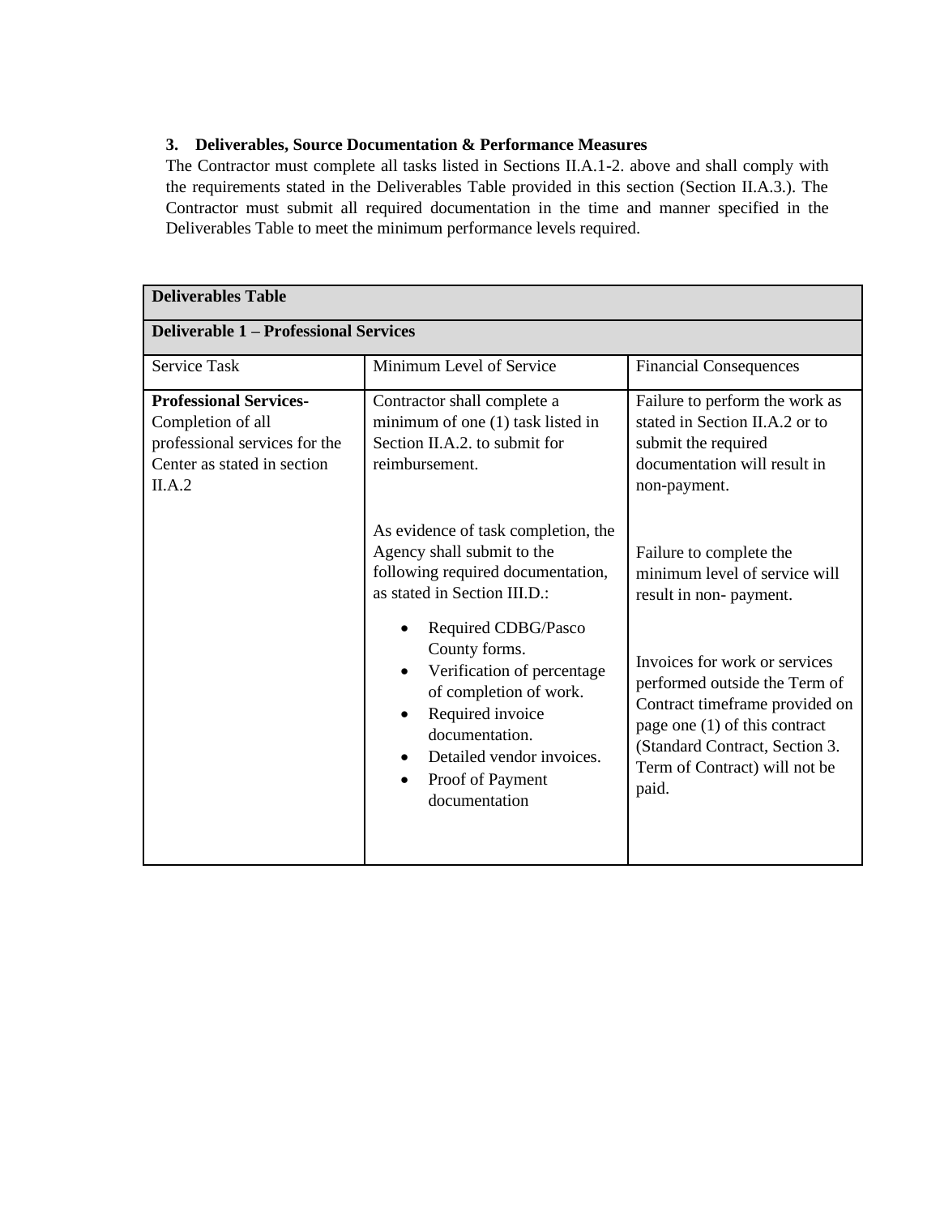### 3. Deliverables, Source Documentation & Performance Measures

The Contractor must complete all tasks listed in Sections II.A.1-2. above and shall comply with the requirements stated in the Deliverables Table provided in this section (Section II.A.3.). The Contractor must submit all required documentation in the time and manner specified in the Deliverables Table to meet the minimum performance levels required.

| **Deliverables Table** | | |
|---|---|---|
| **Deliverable 1 – Professional Services** | | |
| Service Task | Minimum Level of Service | Financial Consequences |
| **Professional Services-** Completion of all professional services for the Center as stated in section II.A.2 | Contractor shall complete a minimum of one (1) task listed in Section II.A.2. to submit for reimbursement.<br><br>As evidence of task completion, the Agency shall submit to the following required documentation, as stated in Section III.D.:<br>• Required CDBG/Pasco County forms.<br>• Verification of percentage of completion of work.<br>• Required invoice documentation.<br>• Detailed vendor invoices.<br>• Proof of Payment documentation | Failure to perform the work as stated in Section II.A.2 or to submit the required documentation will result in non-payment.<br><br>Failure to complete the minimum level of service will result in non- payment.<br><br>Invoices for work or services performed outside the Term of Contract timeframe provided on page one (1) of this contract (Standard Contract, Section 3. Term of Contract) will not be paid. |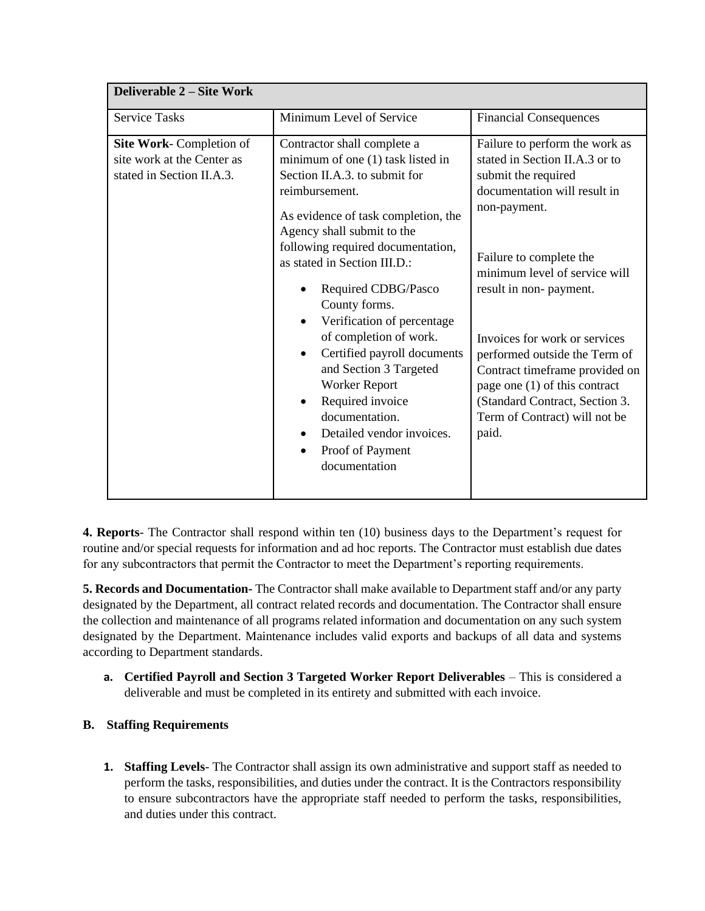| Deliverable 2 – Site Work | | |
|---|---|---|
| Service Tasks | Minimum Level of Service | Financial Consequences |
| **Site Work**- Completion of site work at the Center as stated in Section II.A.3. | Contractor shall complete a minimum of one (1) task listed in Section II.A.3. to submit for reimbursement.<br><br>As evidence of task completion, the Agency shall submit to the following required documentation, as stated in Section III.D.:<br>• Required CDBG/Pasco County forms.<br>• Verification of percentage of completion of work.<br>• Certified payroll documents and Section 3 Targeted Worker Report<br>• Required invoice documentation.<br>• Detailed vendor invoices.<br>• Proof of Payment documentation | Failure to perform the work as stated in Section II.A.3 or to submit the required documentation will result in non-payment.<br><br>Failure to complete the minimum level of service will result in non- payment.<br><br>Invoices for work or services performed outside the Term of Contract timeframe provided on page one (1) of this contract (Standard Contract, Section 3. Term of Contract) will not be paid. |

**4. Reports**- The Contractor shall respond within ten (10) business days to the Department's request for routine and/or special requests for information and ad hoc reports. The Contractor must establish due dates for any subcontractors that permit the Contractor to meet the Department's reporting requirements.

**5. Records and Documentation-** The Contractor shall make available to Department staff and/or any party designated by the Department, all contract related records and documentation. The Contractor shall ensure the collection and maintenance of all programs related information and documentation on any such system designated by the Department. Maintenance includes valid exports and backups of all data and systems according to Department standards.

**a. Certified Payroll and Section 3 Targeted Worker Report Deliverables** – This is considered a deliverable and must be completed in its entirety and submitted with each invoice.

**B. Staffing Requirements**

1. **Staffing Levels**- The Contractor shall assign its own administrative and support staff as needed to perform the tasks, responsibilities, and duties under the contract. It is the Contractors responsibility to ensure subcontractors have the appropriate staff needed to perform the tasks, responsibilities, and duties under this contract.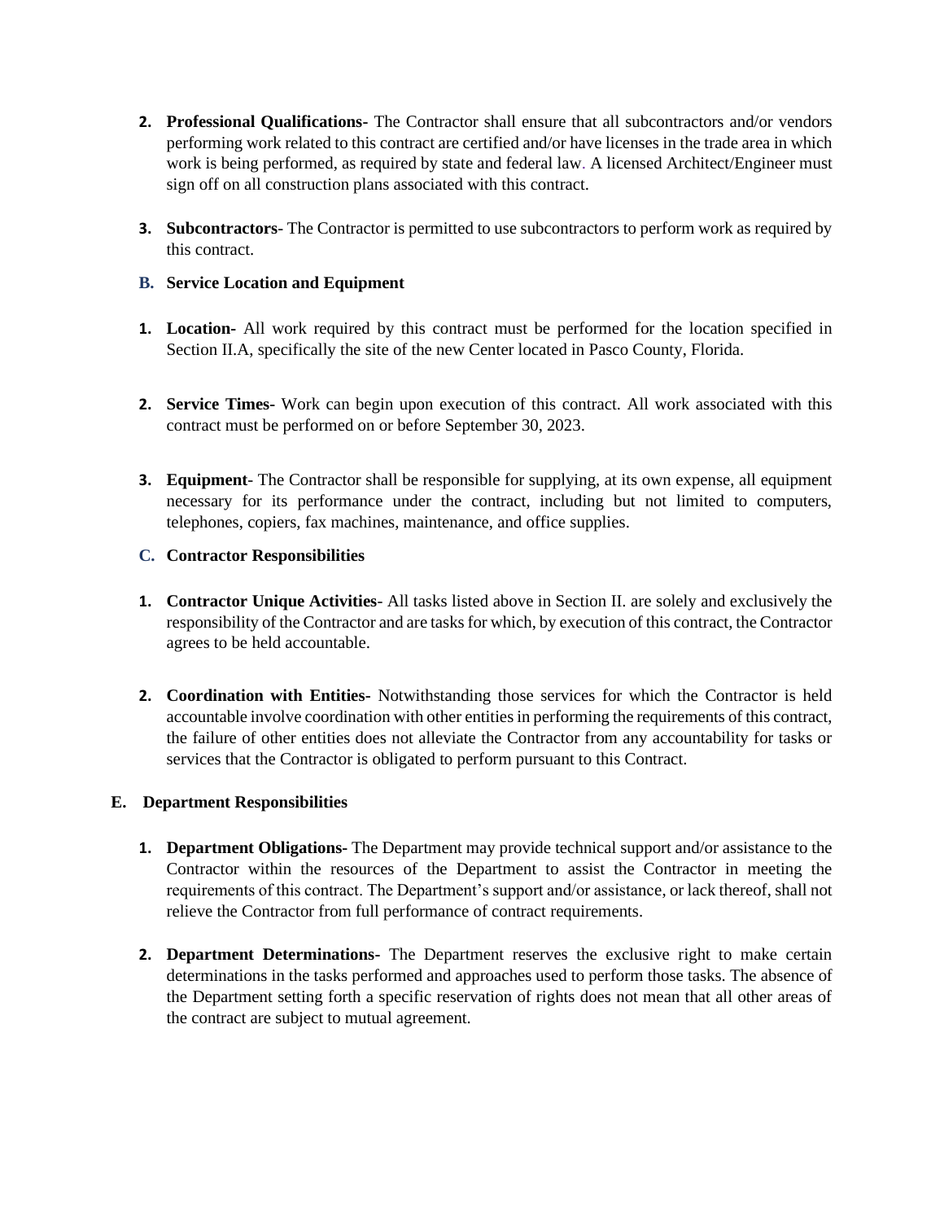2. **Professional Qualifications-** The Contractor shall ensure that all subcontractors and/or vendors performing work related to this contract are certified and/or have licenses in the trade area in which work is being performed, as required by state and federal law. A licensed Architect/Engineer must sign off on all construction plans associated with this contract.

3. **Subcontractors**- The Contractor is permitted to use subcontractors to perform work as required by this contract.

**B. Service Location and Equipment**

1. **Location-** All work required by this contract must be performed for the location specified in Section II.A, specifically the site of the new Center located in Pasco County, Florida.

2. **Service Times-** Work can begin upon execution of this contract. All work associated with this contract must be performed on or before September 30, 2023.

3. **Equipment**- The Contractor shall be responsible for supplying, at its own expense, all equipment necessary for its performance under the contract, including but not limited to computers, telephones, copiers, fax machines, maintenance, and office supplies.

**C. Contractor Responsibilities**

1. **Contractor Unique Activities**- All tasks listed above in Section II. are solely and exclusively the responsibility of the Contractor and are tasks for which, by execution of this contract, the Contractor agrees to be held accountable.

2. **Coordination with Entities-** Notwithstanding those services for which the Contractor is held accountable involve coordination with other entities in performing the requirements of this contract, the failure of other entities does not alleviate the Contractor from any accountability for tasks or services that the Contractor is obligated to perform pursuant to this Contract.

**E. Department Responsibilities**

1. **Department Obligations-** The Department may provide technical support and/or assistance to the Contractor within the resources of the Department to assist the Contractor in meeting the requirements of this contract. The Department's support and/or assistance, or lack thereof, shall not relieve the Contractor from full performance of contract requirements.

2. **Department Determinations-** The Department reserves the exclusive right to make certain determinations in the tasks performed and approaches used to perform those tasks. The absence of the Department setting forth a specific reservation of rights does not mean that all other areas of the contract are subject to mutual agreement.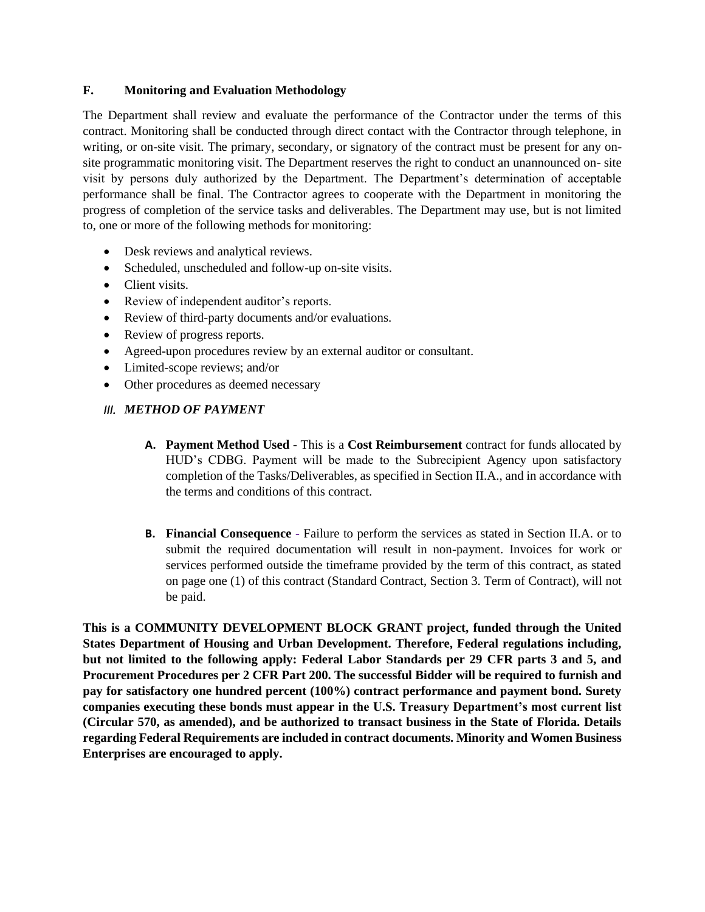### F. Monitoring and Evaluation Methodology

The Department shall review and evaluate the performance of the Contractor under the terms of this contract. Monitoring shall be conducted through direct contact with the Contractor through telephone, in writing, or on-site visit. The primary, secondary, or signatory of the contract must be present for any on-site programmatic monitoring visit. The Department reserves the right to conduct an unannounced on- site visit by persons duly authorized by the Department. The Department's determination of acceptable performance shall be final. The Contractor agrees to cooperate with the Department in monitoring the progress of completion of the service tasks and deliverables. The Department may use, but is not limited to, one or more of the following methods for monitoring:

- Desk reviews and analytical reviews.
- Scheduled, unscheduled and follow-up on-site visits.
- Client visits.
- Review of independent auditor's reports.
- Review of third-party documents and/or evaluations.
- Review of progress reports.
- Agreed-upon procedures review by an external auditor or consultant.
- Limited-scope reviews; and/or
- Other procedures as deemed necessary

## *III. METHOD OF PAYMENT*

**A. Payment Method Used -** This is a **Cost Reimbursement** contract for funds allocated by HUD's CDBG. Payment will be made to the Subrecipient Agency upon satisfactory completion of the Tasks/Deliverables, as specified in Section II.A., and in accordance with the terms and conditions of this contract.

**B. Financial Consequence** - Failure to perform the services as stated in Section II.A. or to submit the required documentation will result in non-payment. Invoices for work or services performed outside the timeframe provided by the term of this contract, as stated on page one (1) of this contract (Standard Contract, Section 3. Term of Contract), will not be paid.

**This is a COMMUNITY DEVELOPMENT BLOCK GRANT project, funded through the United States Department of Housing and Urban Development. Therefore, Federal regulations including, but not limited to the following apply: Federal Labor Standards per 29 CFR parts 3 and 5, and Procurement Procedures per 2 CFR Part 200. The successful Bidder will be required to furnish and pay for satisfactory one hundred percent (100%) contract performance and payment bond. Surety companies executing these bonds must appear in the U.S. Treasury Department's most current list (Circular 570, as amended), and be authorized to transact business in the State of Florida. Details regarding Federal Requirements are included in contract documents. Minority and Women Business Enterprises are encouraged to apply.**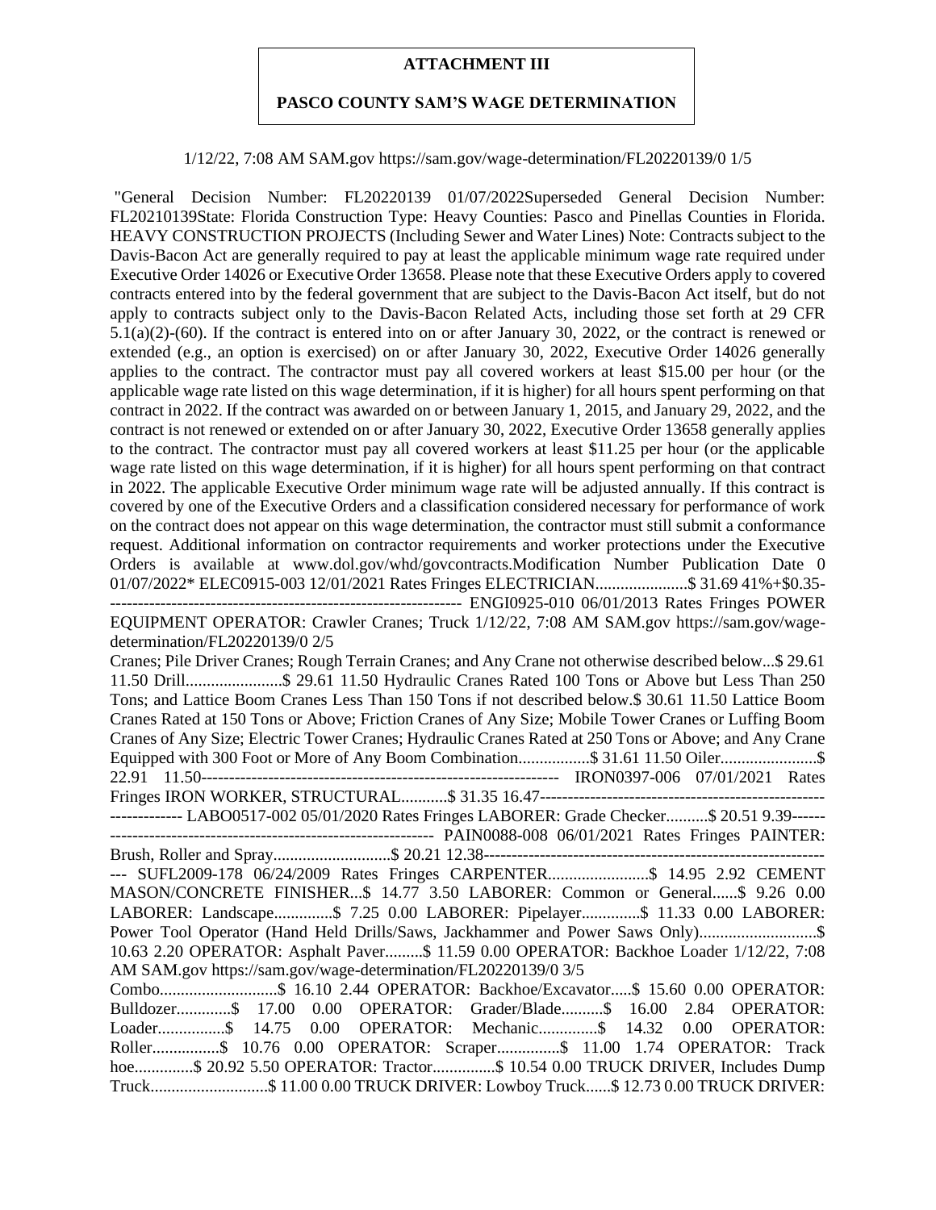**ATTACHMENT III**

**PASCO COUNTY SAM'S WAGE DETERMINATION**

1/12/22, 7:08 AM SAM.gov https://sam.gov/wage-determination/FL20220139/0 1/5

"General Decision Number: FL20220139 01/07/2022Superseded General Decision Number: FL20210139State: Florida Construction Type: Heavy Counties: Pasco and Pinellas Counties in Florida. HEAVY CONSTRUCTION PROJECTS (Including Sewer and Water Lines) Note: Contracts subject to the Davis-Bacon Act are generally required to pay at least the applicable minimum wage rate required under Executive Order 14026 or Executive Order 13658. Please note that these Executive Orders apply to covered contracts entered into by the federal government that are subject to the Davis-Bacon Act itself, but do not apply to contracts subject only to the Davis-Bacon Related Acts, including those set forth at 29 CFR 5.1(a)(2)-(60). If the contract is entered into on or after January 30, 2022, or the contract is renewed or extended (e.g., an option is exercised) on or after January 30, 2022, Executive Order 14026 generally applies to the contract. The contractor must pay all covered workers at least $15.00 per hour (or the applicable wage rate listed on this wage determination, if it is higher) for all hours spent performing on that contract in 2022. If the contract was awarded on or between January 1, 2015, and January 29, 2022, and the contract is not renewed or extended on or after January 30, 2022, Executive Order 13658 generally applies to the contract. The contractor must pay all covered workers at least $11.25 per hour (or the applicable wage rate listed on this wage determination, if it is higher) for all hours spent performing on that contract in 2022. The applicable Executive Order minimum wage rate will be adjusted annually. If this contract is covered by one of the Executive Orders and a classification considered necessary for performance of work on the contract does not appear on this wage determination, the contractor must still submit a conformance request. Additional information on contractor requirements and worker protections under the Executive Orders is available at www.dol.gov/whd/govcontracts.Modification Number Publication Date 0 01/07/2022* ELEC0915-003 12/01/2021 Rates Fringes ELECTRICIAN......................$ 31.69 41%+$0.35---------------------------------------------------------------- ENGI0925-010 06/01/2013 Rates Fringes POWER EQUIPMENT OPERATOR: Crawler Cranes; Truck 1/12/22, 7:08 AM SAM.gov https://sam.gov/wage-determination/FL20220139/0 2/5

Cranes; Pile Driver Cranes; Rough Terrain Cranes; and Any Crane not otherwise described below...$ 29.61 11.50 Drill.......................$ 29.61 11.50 Hydraulic Cranes Rated 100 Tons or Above but Less Than 250 Tons; and Lattice Boom Cranes Less Than 150 Tons if not described below.$ 30.61 11.50 Lattice Boom Cranes Rated at 150 Tons or Above; Friction Cranes of Any Size; Mobile Tower Cranes or Luffing Boom Cranes of Any Size; Electric Tower Cranes; Hydraulic Cranes Rated at 250 Tons or Above; and Any Crane Equipped with 300 Foot or More of Any Boom Combination.................$ 31.61 11.50 Oiler.......................$ 22.91 11.50---------------------------------------------------------------- IRON0397-006 07/01/2021 Rates Fringes IRON WORKER, STRUCTURAL...........$ 31.35 16.47---------------------------------------------------------------- LABO0517-002 05/01/2020 Rates Fringes LABORER: Grade Checker..........$ 20.51 9.39---------------------------------------------------------------- PAIN0088-008 06/01/2021 Rates Fringes PAINTER: Brush, Roller and Spray............................$ 20.21 12.38---------------------------------------------------------------- SUFL2009-178 06/24/2009 Rates Fringes CARPENTER........................$ 14.95 2.92 CEMENT MASON/CONCRETE FINISHER...$ 14.77 3.50 LABORER: Common or General......$ 9.26 0.00 LABORER: Landscape..............$ 7.25 0.00 LABORER: Pipelayer..............$ 11.33 0.00 LABORER: Power Tool Operator (Hand Held Drills/Saws, Jackhammer and Power Saws Only)............................$ 10.63 2.20 OPERATOR: Asphalt Paver.........$ 11.59 0.00 OPERATOR: Backhoe Loader 1/12/22, 7:08 AM SAM.gov https://sam.gov/wage-determination/FL20220139/0 3/5

Combo............................$ 16.10 2.44 OPERATOR: Backhoe/Excavator.....$ 15.60 0.00 OPERATOR: Bulldozer.............$ 17.00 0.00 OPERATOR: Grader/Blade..........$ 16.00 2.84 OPERATOR: Loader................$ 14.75 0.00 OPERATOR: Mechanic..............$ 14.32 0.00 OPERATOR: Roller................$ 10.76 0.00 OPERATOR: Scraper...............$ 11.00 1.74 OPERATOR: Track hoe..............$ 20.92 5.50 OPERATOR: Tractor...............$ 10.54 0.00 TRUCK DRIVER, Includes Dump Truck............................$ 11.00 0.00 TRUCK DRIVER: Lowboy Truck......$ 12.73 0.00 TRUCK DRIVER: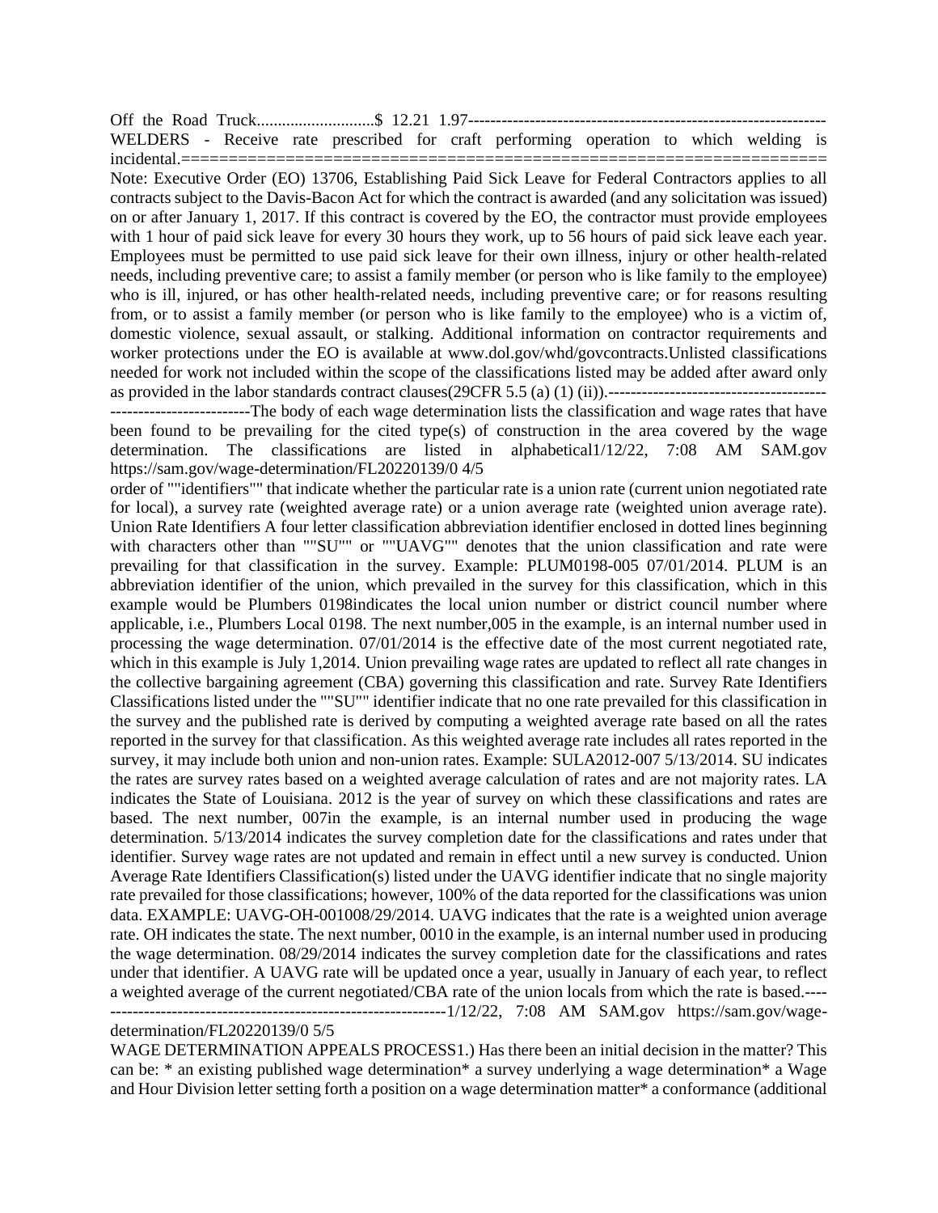Off the Road Truck............................$ 12.21 1.97----------------------------------------------------------------- WELDERS - Receive rate prescribed for craft performing operation to which welding is incidental.====================================================================

Note: Executive Order (EO) 13706, Establishing Paid Sick Leave for Federal Contractors applies to all contracts subject to the Davis-Bacon Act for which the contract is awarded (and any solicitation was issued) on or after January 1, 2017. If this contract is covered by the EO, the contractor must provide employees with 1 hour of paid sick leave for every 30 hours they work, up to 56 hours of paid sick leave each year. Employees must be permitted to use paid sick leave for their own illness, injury or other health-related needs, including preventive care; to assist a family member (or person who is like family to the employee) who is ill, injured, or has other health-related needs, including preventive care; or for reasons resulting from, or to assist a family member (or person who is like family to the employee) who is a victim of, domestic violence, sexual assault, or stalking. Additional information on contractor requirements and worker protections under the EO is available at www.dol.gov/whd/govcontracts.Unlisted classifications needed for work not included within the scope of the classifications listed may be added after award only as provided in the labor standards contract clauses(29CFR 5.5 (a) (1) (ii)).----------------------------------------------------------------The body of each wage determination lists the classification and wage rates that have been found to be prevailing for the cited type(s) of construction in the area covered by the wage determination. The classifications are listed in alphabetical1/12/22, 7:08 AM SAM.gov https://sam.gov/wage-determination/FL20220139/0 4/5

order of ""identifiers"" that indicate whether the particular rate is a union rate (current union negotiated rate for local), a survey rate (weighted average rate) or a union average rate (weighted union average rate). Union Rate Identifiers A four letter classification abbreviation identifier enclosed in dotted lines beginning with characters other than ""SU"" or ""UAVG"" denotes that the union classification and rate were prevailing for that classification in the survey. Example: PLUM0198-005 07/01/2014. PLUM is an abbreviation identifier of the union, which prevailed in the survey for this classification, which in this example would be Plumbers 0198indicates the local union number or district council number where applicable, i.e., Plumbers Local 0198. The next number,005 in the example, is an internal number used in processing the wage determination. 07/01/2014 is the effective date of the most current negotiated rate, which in this example is July 1,2014. Union prevailing wage rates are updated to reflect all rate changes in the collective bargaining agreement (CBA) governing this classification and rate. Survey Rate Identifiers Classifications listed under the ""SU"" identifier indicate that no one rate prevailed for this classification in the survey and the published rate is derived by computing a weighted average rate based on all the rates reported in the survey for that classification. As this weighted average rate includes all rates reported in the survey, it may include both union and non-union rates. Example: SULA2012-007 5/13/2014. SU indicates the rates are survey rates based on a weighted average calculation of rates and are not majority rates. LA indicates the State of Louisiana. 2012 is the year of survey on which these classifications and rates are based. The next number, 007in the example, is an internal number used in producing the wage determination. 5/13/2014 indicates the survey completion date for the classifications and rates under that identifier. Survey wage rates are not updated and remain in effect until a new survey is conducted. Union Average Rate Identifiers Classification(s) listed under the UAVG identifier indicate that no single majority rate prevailed for those classifications; however, 100% of the data reported for the classifications was union data. EXAMPLE: UAVG-OH-001008/29/2014. UAVG indicates that the rate is a weighted union average rate. OH indicates the state. The next number, 0010 in the example, is an internal number used in producing the wage determination. 08/29/2014 indicates the survey completion date for the classifications and rates under that identifier. A UAVG rate will be updated once a year, usually in January of each year, to reflect a weighted average of the current negotiated/CBA rate of the union locals from which the rate is based.---------------------------------------------------------------1/12/22, 7:08 AM SAM.gov https://sam.gov/wage-determination/FL20220139/0 5/5

WAGE DETERMINATION APPEALS PROCESS1.) Has there been an initial decision in the matter? This can be: * an existing published wage determination* a survey underlying a wage determination* a Wage and Hour Division letter setting forth a position on a wage determination matter* a conformance (additional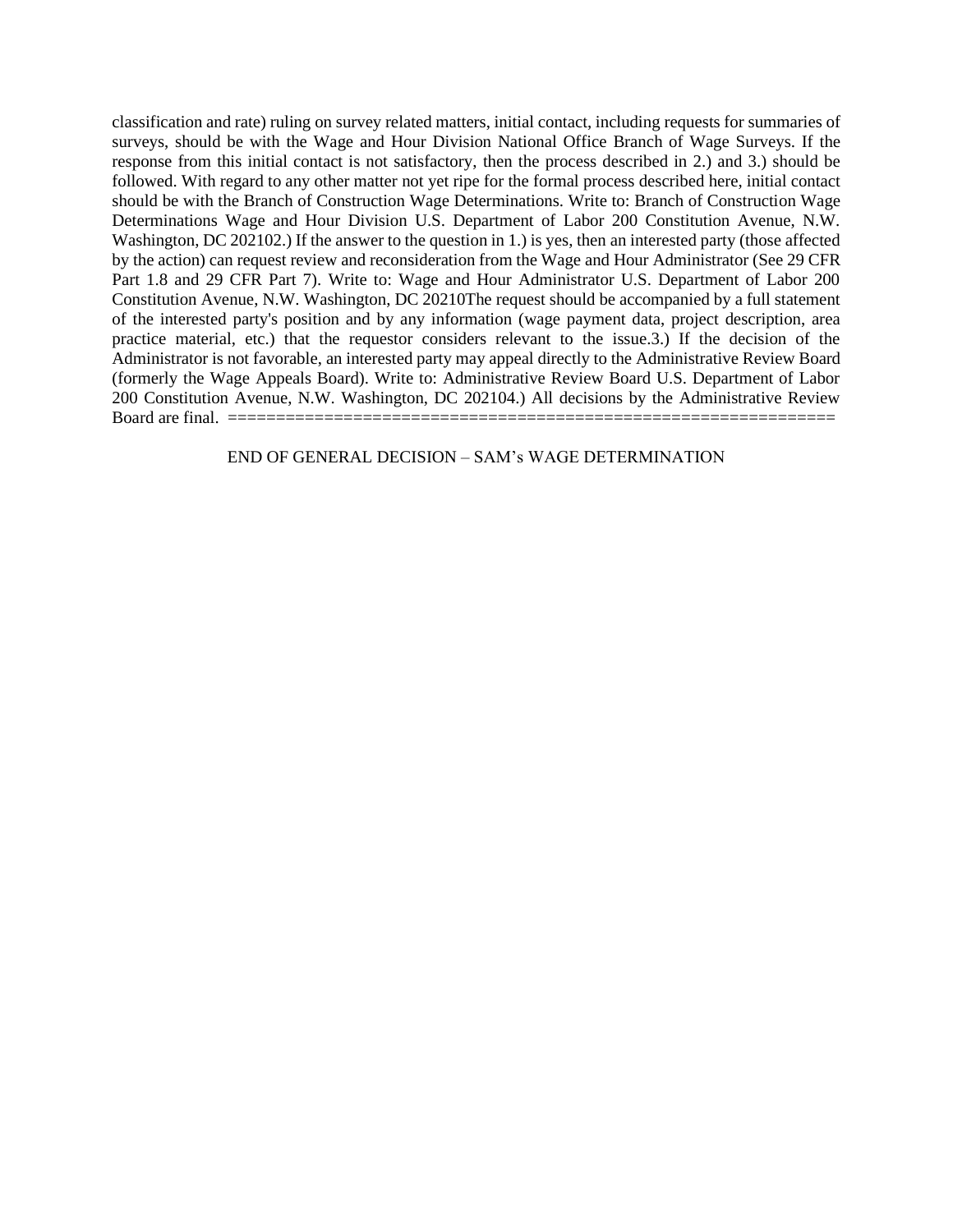classification and rate) ruling on survey related matters, initial contact, including requests for summaries of surveys, should be with the Wage and Hour Division National Office Branch of Wage Surveys. If the response from this initial contact is not satisfactory, then the process described in 2.) and 3.) should be followed. With regard to any other matter not yet ripe for the formal process described here, initial contact should be with the Branch of Construction Wage Determinations. Write to: Branch of Construction Wage Determinations Wage and Hour Division U.S. Department of Labor 200 Constitution Avenue, N.W. Washington, DC 202102.) If the answer to the question in 1.) is yes, then an interested party (those affected by the action) can request review and reconsideration from the Wage and Hour Administrator (See 29 CFR Part 1.8 and 29 CFR Part 7). Write to: Wage and Hour Administrator U.S. Department of Labor 200 Constitution Avenue, N.W. Washington, DC 20210The request should be accompanied by a full statement of the interested party's position and by any information (wage payment data, project description, area practice material, etc.) that the requestor considers relevant to the issue.3.) If the decision of the Administrator is not favorable, an interested party may appeal directly to the Administrative Review Board (formerly the Wage Appeals Board). Write to: Administrative Review Board U.S. Department of Labor 200 Constitution Avenue, N.W. Washington, DC 202104.) All decisions by the Administrative Review Board are final. ================================================================

END OF GENERAL DECISION – SAM’s WAGE DETERMINATION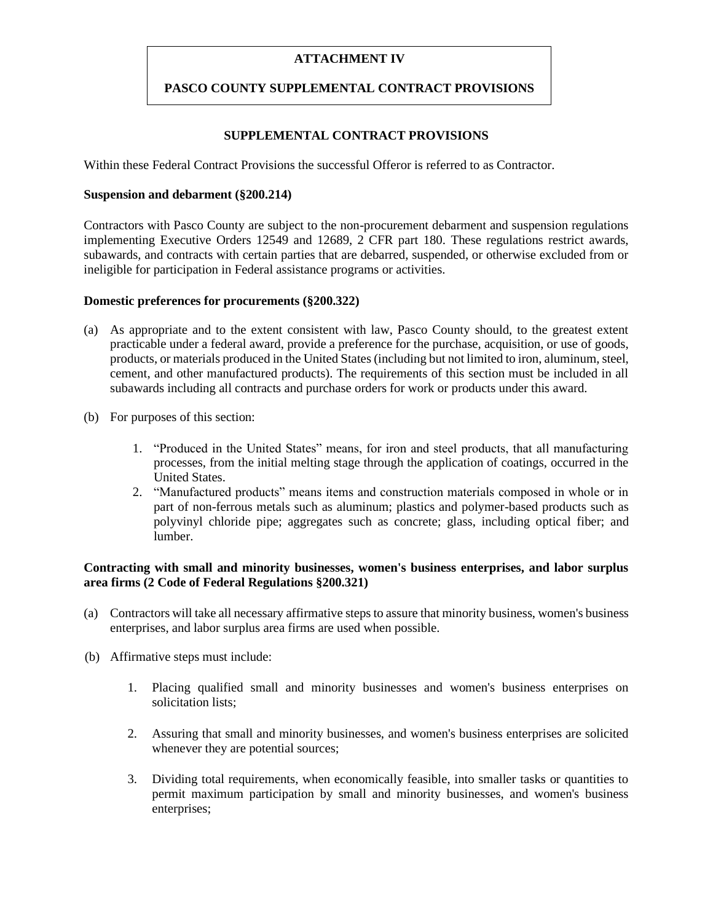# ATTACHMENT IV

# PASCO COUNTY SUPPLEMENTAL CONTRACT PROVISIONS

## SUPPLEMENTAL CONTRACT PROVISIONS

Within these Federal Contract Provisions the successful Offeror is referred to as Contractor.

**Suspension and debarment (§200.214)**

Contractors with Pasco County are subject to the non-procurement debarment and suspension regulations implementing Executive Orders 12549 and 12689, 2 CFR part 180. These regulations restrict awards, subawards, and contracts with certain parties that are debarred, suspended, or otherwise excluded from or ineligible for participation in Federal assistance programs or activities.

**Domestic preferences for procurements (§200.322)**

(a) As appropriate and to the extent consistent with law, Pasco County should, to the greatest extent practicable under a federal award, provide a preference for the purchase, acquisition, or use of goods, products, or materials produced in the United States (including but not limited to iron, aluminum, steel, cement, and other manufactured products). The requirements of this section must be included in all subawards including all contracts and purchase orders for work or products under this award.

(b) For purposes of this section:

1. "Produced in the United States" means, for iron and steel products, that all manufacturing processes, from the initial melting stage through the application of coatings, occurred in the United States.
2. "Manufactured products" means items and construction materials composed in whole or in part of non-ferrous metals such as aluminum; plastics and polymer-based products such as polyvinyl chloride pipe; aggregates such as concrete; glass, including optical fiber; and lumber.

**Contracting with small and minority businesses, women's business enterprises, and labor surplus area firms (2 Code of Federal Regulations §200.321)**

(a) Contractors will take all necessary affirmative steps to assure that minority business, women's business enterprises, and labor surplus area firms are used when possible.

(b) Affirmative steps must include:

1. Placing qualified small and minority businesses and women's business enterprises on solicitation lists;

2. Assuring that small and minority businesses, and women's business enterprises are solicited whenever they are potential sources;

3. Dividing total requirements, when economically feasible, into smaller tasks or quantities to permit maximum participation by small and minority businesses, and women's business enterprises;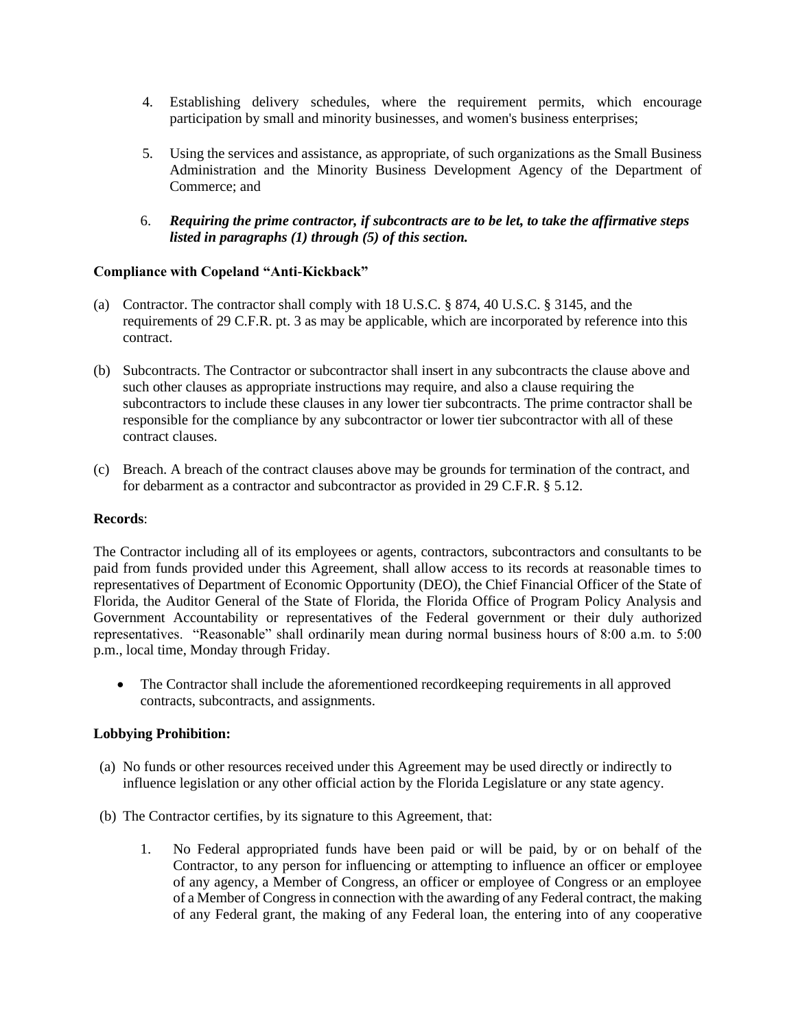4. Establishing delivery schedules, where the requirement permits, which encourage participation by small and minority businesses, and women's business enterprises;

5. Using the services and assistance, as appropriate, of such organizations as the Small Business Administration and the Minority Business Development Agency of the Department of Commerce; and

6. ***Requiring the prime contractor, if subcontracts are to be let, to take the affirmative steps listed in paragraphs (1) through (5) of this section.***

**Compliance with Copeland "Anti-Kickback"**

(a) Contractor. The contractor shall comply with 18 U.S.C. § 874, 40 U.S.C. § 3145, and the requirements of 29 C.F.R. pt. 3 as may be applicable, which are incorporated by reference into this contract.

(b) Subcontracts. The Contractor or subcontractor shall insert in any subcontracts the clause above and such other clauses as appropriate instructions may require, and also a clause requiring the subcontractors to include these clauses in any lower tier subcontracts. The prime contractor shall be responsible for the compliance by any subcontractor or lower tier subcontractor with all of these contract clauses.

(c) Breach. A breach of the contract clauses above may be grounds for termination of the contract, and for debarment as a contractor and subcontractor as provided in 29 C.F.R. § 5.12.

**Records**:

The Contractor including all of its employees or agents, contractors, subcontractors and consultants to be paid from funds provided under this Agreement, shall allow access to its records at reasonable times to representatives of Department of Economic Opportunity (DEO), the Chief Financial Officer of the State of Florida, the Auditor General of the State of Florida, the Florida Office of Program Policy Analysis and Government Accountability or representatives of the Federal government or their duly authorized representatives. "Reasonable" shall ordinarily mean during normal business hours of 8:00 a.m. to 5:00 p.m., local time, Monday through Friday.

- The Contractor shall include the aforementioned recordkeeping requirements in all approved contracts, subcontracts, and assignments.

**Lobbying Prohibition:**

(a) No funds or other resources received under this Agreement may be used directly or indirectly to influence legislation or any other official action by the Florida Legislature or any state agency.

(b) The Contractor certifies, by its signature to this Agreement, that:

1. No Federal appropriated funds have been paid or will be paid, by or on behalf of the Contractor, to any person for influencing or attempting to influence an officer or employee of any agency, a Member of Congress, an officer or employee of Congress or an employee of a Member of Congress in connection with the awarding of any Federal contract, the making of any Federal grant, the making of any Federal loan, the entering into of any cooperative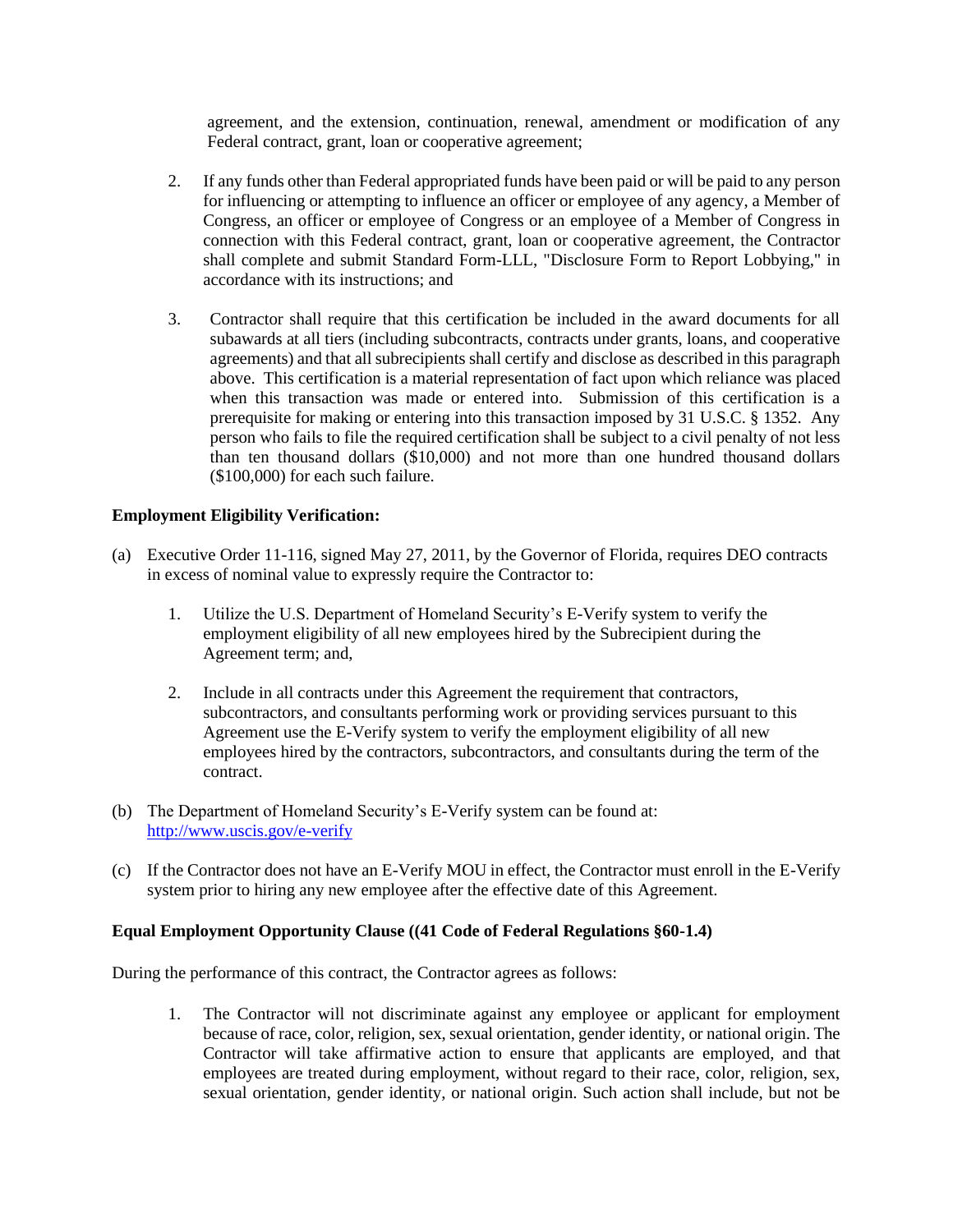agreement, and the extension, continuation, renewal, amendment or modification of any Federal contract, grant, loan or cooperative agreement;

2. If any funds other than Federal appropriated funds have been paid or will be paid to any person for influencing or attempting to influence an officer or employee of any agency, a Member of Congress, an officer or employee of Congress or an employee of a Member of Congress in connection with this Federal contract, grant, loan or cooperative agreement, the Contractor shall complete and submit Standard Form-LLL, "Disclosure Form to Report Lobbying," in accordance with its instructions; and

3. Contractor shall require that this certification be included in the award documents for all subawards at all tiers (including subcontracts, contracts under grants, loans, and cooperative agreements) and that all subrecipients shall certify and disclose as described in this paragraph above. This certification is a material representation of fact upon which reliance was placed when this transaction was made or entered into. Submission of this certification is a prerequisite for making or entering into this transaction imposed by 31 U.S.C. § 1352. Any person who fails to file the required certification shall be subject to a civil penalty of not less than ten thousand dollars ($10,000) and not more than one hundred thousand dollars ($100,000) for each such failure.

**Employment Eligibility Verification:**

(a) Executive Order 11-116, signed May 27, 2011, by the Governor of Florida, requires DEO contracts in excess of nominal value to expressly require the Contractor to:

   1. Utilize the U.S. Department of Homeland Security's E-Verify system to verify the employment eligibility of all new employees hired by the Subrecipient during the Agreement term; and,

   2. Include in all contracts under this Agreement the requirement that contractors, subcontractors, and consultants performing work or providing services pursuant to this Agreement use the E-Verify system to verify the employment eligibility of all new employees hired by the contractors, subcontractors, and consultants during the term of the contract.

(b) The Department of Homeland Security's E-Verify system can be found at: http://www.uscis.gov/e-verify

(c) If the Contractor does not have an E-Verify MOU in effect, the Contractor must enroll in the E-Verify system prior to hiring any new employee after the effective date of this Agreement.

**Equal Employment Opportunity Clause ((41 Code of Federal Regulations §60-1.4)**

During the performance of this contract, the Contractor agrees as follows:

1. The Contractor will not discriminate against any employee or applicant for employment because of race, color, religion, sex, sexual orientation, gender identity, or national origin. The Contractor will take affirmative action to ensure that applicants are employed, and that employees are treated during employment, without regard to their race, color, religion, sex, sexual orientation, gender identity, or national origin. Such action shall include, but not be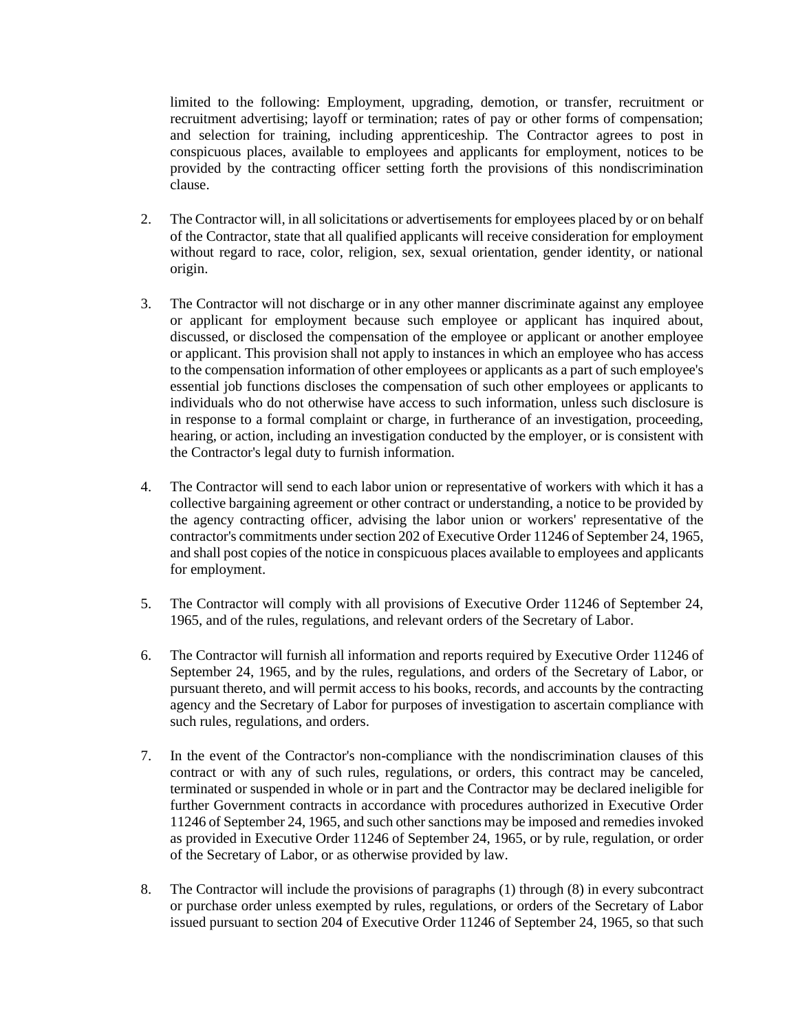limited to the following: Employment, upgrading, demotion, or transfer, recruitment or recruitment advertising; layoff or termination; rates of pay or other forms of compensation; and selection for training, including apprenticeship. The Contractor agrees to post in conspicuous places, available to employees and applicants for employment, notices to be provided by the contracting officer setting forth the provisions of this nondiscrimination clause.

2. The Contractor will, in all solicitations or advertisements for employees placed by or on behalf of the Contractor, state that all qualified applicants will receive consideration for employment without regard to race, color, religion, sex, sexual orientation, gender identity, or national origin.

3. The Contractor will not discharge or in any other manner discriminate against any employee or applicant for employment because such employee or applicant has inquired about, discussed, or disclosed the compensation of the employee or applicant or another employee or applicant. This provision shall not apply to instances in which an employee who has access to the compensation information of other employees or applicants as a part of such employee's essential job functions discloses the compensation of such other employees or applicants to individuals who do not otherwise have access to such information, unless such disclosure is in response to a formal complaint or charge, in furtherance of an investigation, proceeding, hearing, or action, including an investigation conducted by the employer, or is consistent with the Contractor's legal duty to furnish information.

4. The Contractor will send to each labor union or representative of workers with which it has a collective bargaining agreement or other contract or understanding, a notice to be provided by the agency contracting officer, advising the labor union or workers' representative of the contractor's commitments under section 202 of Executive Order 11246 of September 24, 1965, and shall post copies of the notice in conspicuous places available to employees and applicants for employment.

5. The Contractor will comply with all provisions of Executive Order 11246 of September 24, 1965, and of the rules, regulations, and relevant orders of the Secretary of Labor.

6. The Contractor will furnish all information and reports required by Executive Order 11246 of September 24, 1965, and by the rules, regulations, and orders of the Secretary of Labor, or pursuant thereto, and will permit access to his books, records, and accounts by the contracting agency and the Secretary of Labor for purposes of investigation to ascertain compliance with such rules, regulations, and orders.

7. In the event of the Contractor's non-compliance with the nondiscrimination clauses of this contract or with any of such rules, regulations, or orders, this contract may be canceled, terminated or suspended in whole or in part and the Contractor may be declared ineligible for further Government contracts in accordance with procedures authorized in Executive Order 11246 of September 24, 1965, and such other sanctions may be imposed and remedies invoked as provided in Executive Order 11246 of September 24, 1965, or by rule, regulation, or order of the Secretary of Labor, or as otherwise provided by law.

8. The Contractor will include the provisions of paragraphs (1) through (8) in every subcontract or purchase order unless exempted by rules, regulations, or orders of the Secretary of Labor issued pursuant to section 204 of Executive Order 11246 of September 24, 1965, so that such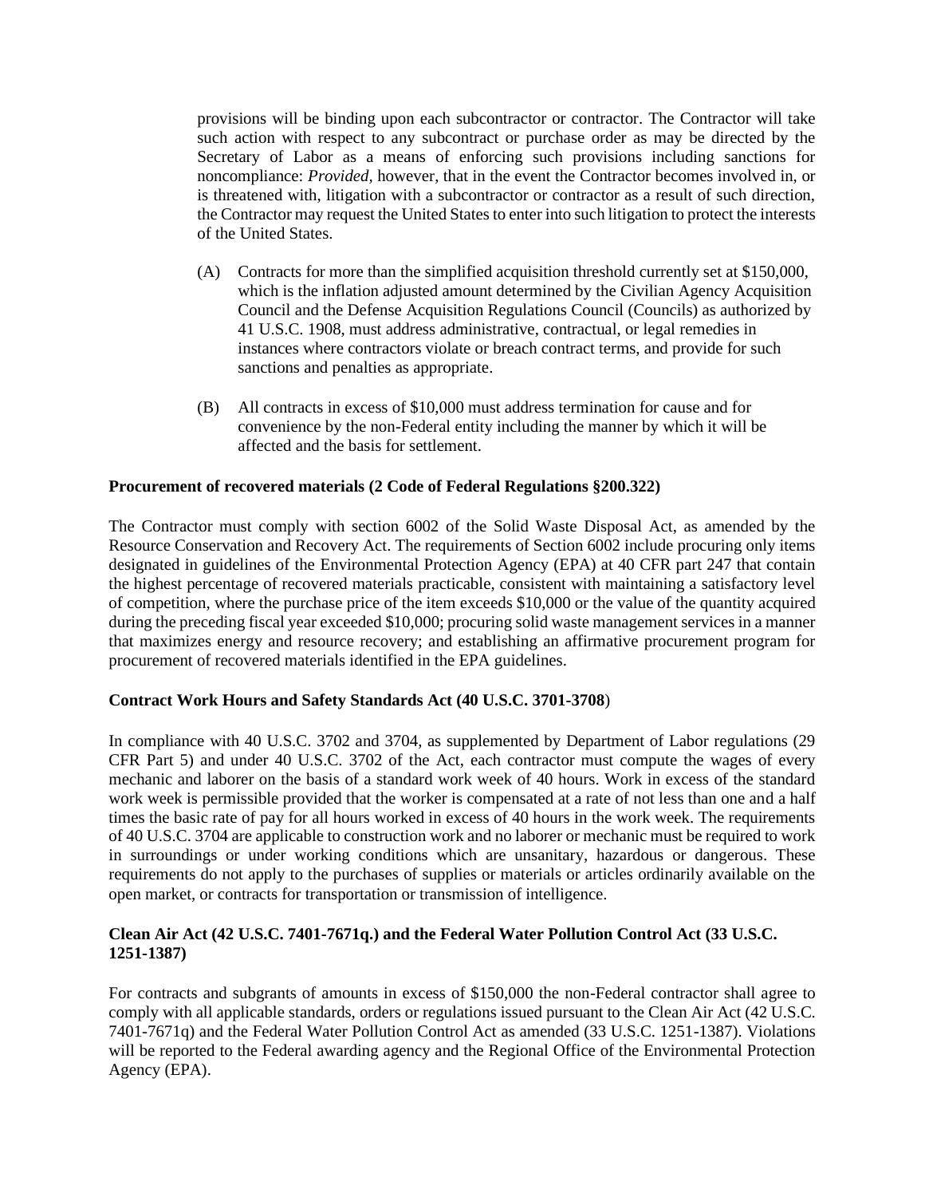provisions will be binding upon each subcontractor or contractor. The Contractor will take such action with respect to any subcontract or purchase order as may be directed by the Secretary of Labor as a means of enforcing such provisions including sanctions for noncompliance: *Provided,* however, that in the event the Contractor becomes involved in, or is threatened with, litigation with a subcontractor or contractor as a result of such direction, the Contractor may request the United States to enter into such litigation to protect the interests of the United States.

(A) Contracts for more than the simplified acquisition threshold currently set at $150,000, which is the inflation adjusted amount determined by the Civilian Agency Acquisition Council and the Defense Acquisition Regulations Council (Councils) as authorized by 41 U.S.C. 1908, must address administrative, contractual, or legal remedies in instances where contractors violate or breach contract terms, and provide for such sanctions and penalties as appropriate.

(B) All contracts in excess of $10,000 must address termination for cause and for convenience by the non-Federal entity including the manner by which it will be affected and the basis for settlement.

**Procurement of recovered materials (2 Code of Federal Regulations §200.322)**

The Contractor must comply with section 6002 of the Solid Waste Disposal Act, as amended by the Resource Conservation and Recovery Act. The requirements of Section 6002 include procuring only items designated in guidelines of the Environmental Protection Agency (EPA) at 40 CFR part 247 that contain the highest percentage of recovered materials practicable, consistent with maintaining a satisfactory level of competition, where the purchase price of the item exceeds $10,000 or the value of the quantity acquired during the preceding fiscal year exceeded $10,000; procuring solid waste management services in a manner that maximizes energy and resource recovery; and establishing an affirmative procurement program for procurement of recovered materials identified in the EPA guidelines.

**Contract Work Hours and Safety Standards Act (40 U.S.C. 3701-3708)**

In compliance with 40 U.S.C. 3702 and 3704, as supplemented by Department of Labor regulations (29 CFR Part 5) and under 40 U.S.C. 3702 of the Act, each contractor must compute the wages of every mechanic and laborer on the basis of a standard work week of 40 hours. Work in excess of the standard work week is permissible provided that the worker is compensated at a rate of not less than one and a half times the basic rate of pay for all hours worked in excess of 40 hours in the work week. The requirements of 40 U.S.C. 3704 are applicable to construction work and no laborer or mechanic must be required to work in surroundings or under working conditions which are unsanitary, hazardous or dangerous. These requirements do not apply to the purchases of supplies or materials or articles ordinarily available on the open market, or contracts for transportation or transmission of intelligence.

**Clean Air Act (42 U.S.C. 7401-7671q.) and the Federal Water Pollution Control Act (33 U.S.C. 1251-1387)**

For contracts and subgrants of amounts in excess of $150,000 the non-Federal contractor shall agree to comply with all applicable standards, orders or regulations issued pursuant to the Clean Air Act (42 U.S.C. 7401-7671q) and the Federal Water Pollution Control Act as amended (33 U.S.C. 1251-1387). Violations will be reported to the Federal awarding agency and the Regional Office of the Environmental Protection Agency (EPA).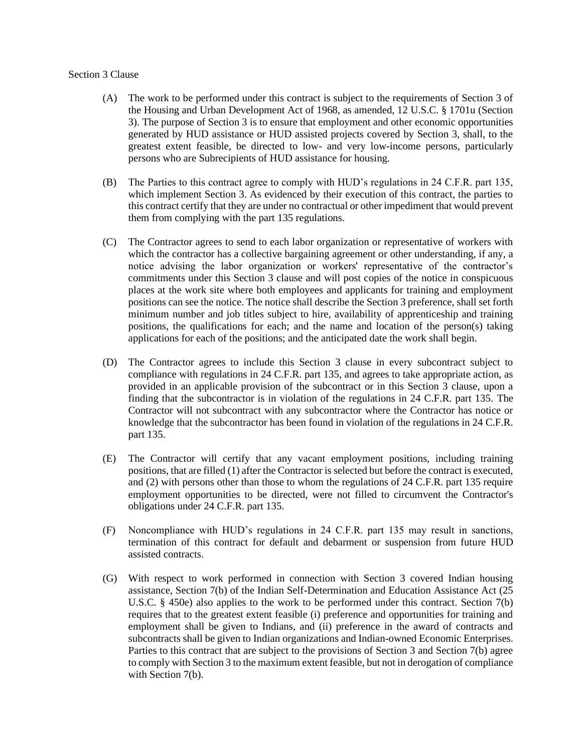Section 3 Clause

(A) The work to be performed under this contract is subject to the requirements of Section 3 of the Housing and Urban Development Act of 1968, as amended, 12 U.S.C. § 1701u (Section 3). The purpose of Section 3 is to ensure that employment and other economic opportunities generated by HUD assistance or HUD assisted projects covered by Section 3, shall, to the greatest extent feasible, be directed to low- and very low-income persons, particularly persons who are Subrecipients of HUD assistance for housing.

(B) The Parties to this contract agree to comply with HUD's regulations in 24 C.F.R. part 135, which implement Section 3. As evidenced by their execution of this contract, the parties to this contract certify that they are under no contractual or other impediment that would prevent them from complying with the part 135 regulations.

(C) The Contractor agrees to send to each labor organization or representative of workers with which the contractor has a collective bargaining agreement or other understanding, if any, a notice advising the labor organization or workers' representative of the contractor's commitments under this Section 3 clause and will post copies of the notice in conspicuous places at the work site where both employees and applicants for training and employment positions can see the notice. The notice shall describe the Section 3 preference, shall set forth minimum number and job titles subject to hire, availability of apprenticeship and training positions, the qualifications for each; and the name and location of the person(s) taking applications for each of the positions; and the anticipated date the work shall begin.

(D) The Contractor agrees to include this Section 3 clause in every subcontract subject to compliance with regulations in 24 C.F.R. part 135, and agrees to take appropriate action, as provided in an applicable provision of the subcontract or in this Section 3 clause, upon a finding that the subcontractor is in violation of the regulations in 24 C.F.R. part 135. The Contractor will not subcontract with any subcontractor where the Contractor has notice or knowledge that the subcontractor has been found in violation of the regulations in 24 C.F.R. part 135.

(E) The Contractor will certify that any vacant employment positions, including training positions, that are filled (1) after the Contractor is selected but before the contract is executed, and (2) with persons other than those to whom the regulations of 24 C.F.R. part 135 require employment opportunities to be directed, were not filled to circumvent the Contractor's obligations under 24 C.F.R. part 135.

(F) Noncompliance with HUD's regulations in 24 C.F.R. part 135 may result in sanctions, termination of this contract for default and debarment or suspension from future HUD assisted contracts.

(G) With respect to work performed in connection with Section 3 covered Indian housing assistance, Section 7(b) of the Indian Self-Determination and Education Assistance Act (25 U.S.C. § 450e) also applies to the work to be performed under this contract. Section 7(b) requires that to the greatest extent feasible (i) preference and opportunities for training and employment shall be given to Indians, and (ii) preference in the award of contracts and subcontracts shall be given to Indian organizations and Indian-owned Economic Enterprises. Parties to this contract that are subject to the provisions of Section 3 and Section 7(b) agree to comply with Section 3 to the maximum extent feasible, but not in derogation of compliance with Section 7(b).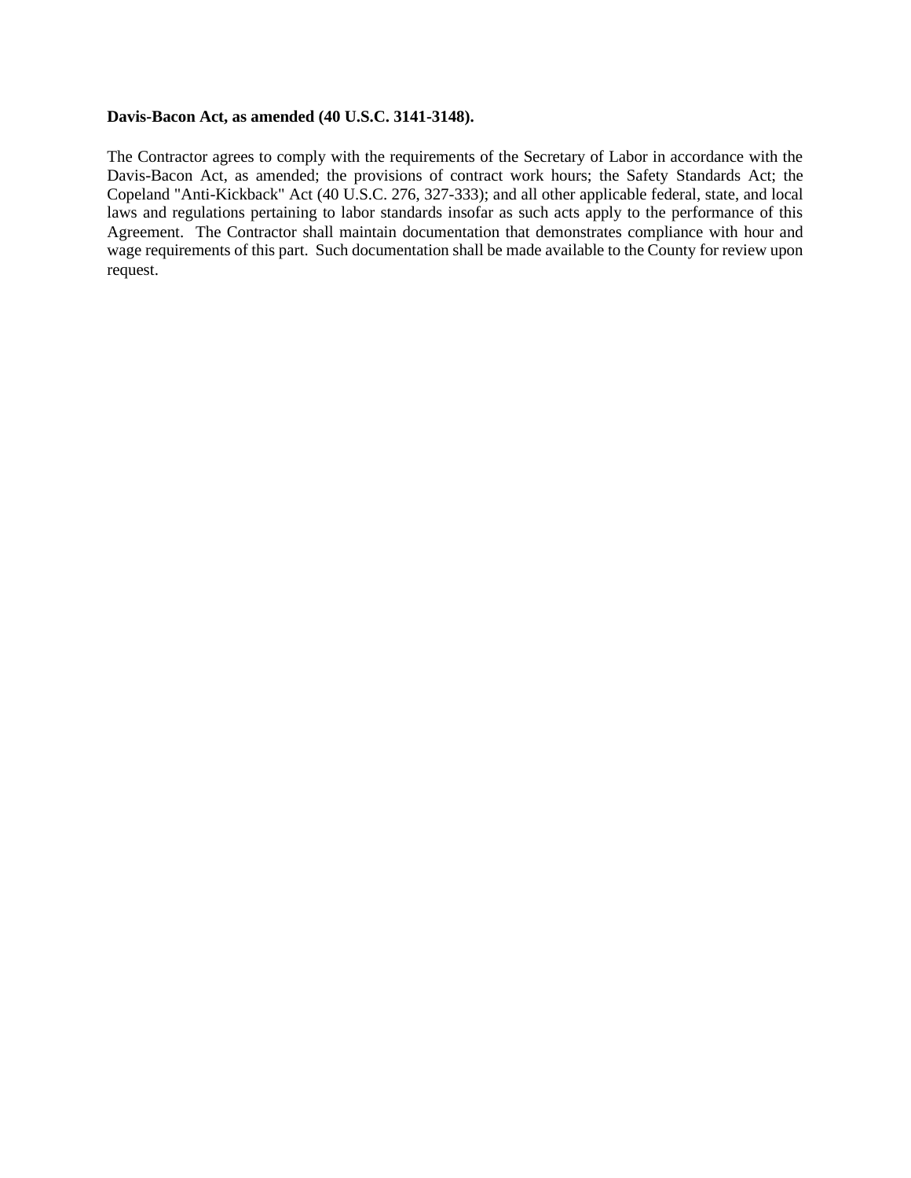**Davis-Bacon Act, as amended (40 U.S.C. 3141-3148).**

The Contractor agrees to comply with the requirements of the Secretary of Labor in accordance with the Davis-Bacon Act, as amended; the provisions of contract work hours; the Safety Standards Act; the Copeland "Anti-Kickback" Act (40 U.S.C. 276, 327-333); and all other applicable federal, state, and local laws and regulations pertaining to labor standards insofar as such acts apply to the performance of this Agreement. The Contractor shall maintain documentation that demonstrates compliance with hour and wage requirements of this part. Such documentation shall be made available to the County for review upon request.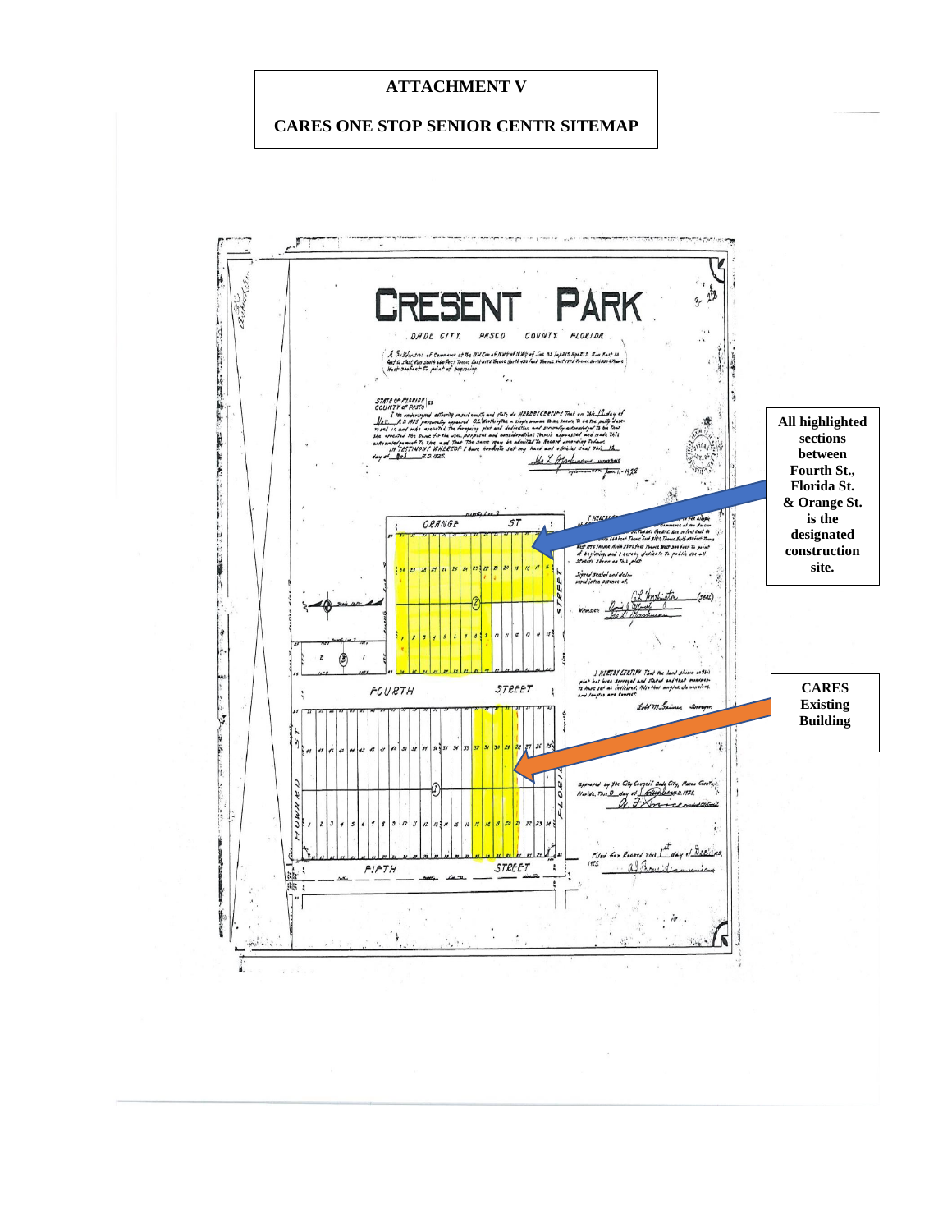**ATTACHMENT V**

**CARES ONE STOP SENIOR CENTR SITEMAP**

CRESENT PARK

DADE CITY PASCO COUNTY FLORIDA

ORANGE ST

FOURTH STREET

FIFTH STREET

HOWARD ST

FLORIDA STREET

**All highlighted sections between Fourth St., Florida St. & Orange St. is the designated construction site.**

**CARES Existing Building**